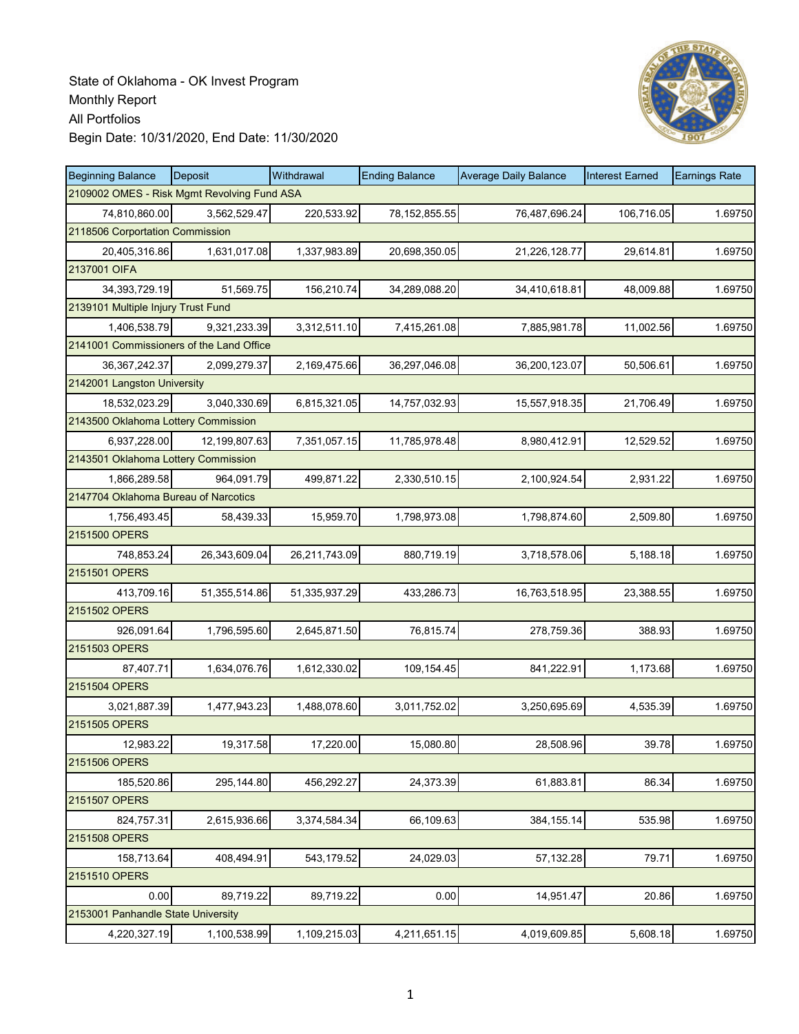State of Oklahoma - OK Invest Program
Monthly Report
All Portfolios
Begin Date: 10/31/2020, End Date: 11/30/2020

| Beginning Balance | Deposit | Withdrawal | Ending Balance | Average Daily Balance | Interest Earned | Earnings Rate |
|---|---|---|---|---|---|---|
| 2109002 OMES - Risk Mgmt Revolving Fund ASA | | | | | | |
| 74,810,860.00 | 3,562,529.47 | 220,533.92 | 78,152,855.55 | 76,487,696.24 | 106,716.05 | 1.69750 |
| 2118506 Corportation Commission | | | | | | |
| 20,405,316.86 | 1,631,017.08 | 1,337,983.89 | 20,698,350.05 | 21,226,128.77 | 29,614.81 | 1.69750 |
| 2137001 OIFA | | | | | | |
| 34,393,729.19 | 51,569.75 | 156,210.74 | 34,289,088.20 | 34,410,618.81 | 48,009.88 | 1.69750 |
| 2139101 Multiple Injury Trust Fund | | | | | | |
| 1,406,538.79 | 9,321,233.39 | 3,312,511.10 | 7,415,261.08 | 7,885,981.78 | 11,002.56 | 1.69750 |
| 2141001 Commissioners of the Land Office | | | | | | |
| 36,367,242.37 | 2,099,279.37 | 2,169,475.66 | 36,297,046.08 | 36,200,123.07 | 50,506.61 | 1.69750 |
| 2142001 Langston University | | | | | | |
| 18,532,023.29 | 3,040,330.69 | 6,815,321.05 | 14,757,032.93 | 15,557,918.35 | 21,706.49 | 1.69750 |
| 2143500 Oklahoma Lottery Commission | | | | | | |
| 6,937,228.00 | 12,199,807.63 | 7,351,057.15 | 11,785,978.48 | 8,980,412.91 | 12,529.52 | 1.69750 |
| 2143501 Oklahoma Lottery Commission | | | | | | |
| 1,866,289.58 | 964,091.79 | 499,871.22 | 2,330,510.15 | 2,100,924.54 | 2,931.22 | 1.69750 |
| 2147704 Oklahoma Bureau of Narcotics | | | | | | |
| 1,756,493.45 | 58,439.33 | 15,959.70 | 1,798,973.08 | 1,798,874.60 | 2,509.80 | 1.69750 |
| 2151500 OPERS | | | | | | |
| 748,853.24 | 26,343,609.04 | 26,211,743.09 | 880,719.19 | 3,718,578.06 | 5,188.18 | 1.69750 |
| 2151501 OPERS | | | | | | |
| 413,709.16 | 51,355,514.86 | 51,335,937.29 | 433,286.73 | 16,763,518.95 | 23,388.55 | 1.69750 |
| 2151502 OPERS | | | | | | |
| 926,091.64 | 1,796,595.60 | 2,645,871.50 | 76,815.74 | 278,759.36 | 388.93 | 1.69750 |
| 2151503 OPERS | | | | | | |
| 87,407.71 | 1,634,076.76 | 1,612,330.02 | 109,154.45 | 841,222.91 | 1,173.68 | 1.69750 |
| 2151504 OPERS | | | | | | |
| 3,021,887.39 | 1,477,943.23 | 1,488,078.60 | 3,011,752.02 | 3,250,695.69 | 4,535.39 | 1.69750 |
| 2151505 OPERS | | | | | | |
| 12,983.22 | 19,317.58 | 17,220.00 | 15,080.80 | 28,508.96 | 39.78 | 1.69750 |
| 2151506 OPERS | | | | | | |
| 185,520.86 | 295,144.80 | 456,292.27 | 24,373.39 | 61,883.81 | 86.34 | 1.69750 |
| 2151507 OPERS | | | | | | |
| 824,757.31 | 2,615,936.66 | 3,374,584.34 | 66,109.63 | 384,155.14 | 535.98 | 1.69750 |
| 2151508 OPERS | | | | | | |
| 158,713.64 | 408,494.91 | 543,179.52 | 24,029.03 | 57,132.28 | 79.71 | 1.69750 |
| 2151510 OPERS | | | | | | |
| 0.00 | 89,719.22 | 89,719.22 | 0.00 | 14,951.47 | 20.86 | 1.69750 |
| 2153001 Panhandle State University | | | | | | |
| 4,220,327.19 | 1,100,538.99 | 1,109,215.03 | 4,211,651.15 | 4,019,609.85 | 5,608.18 | 1.69750 |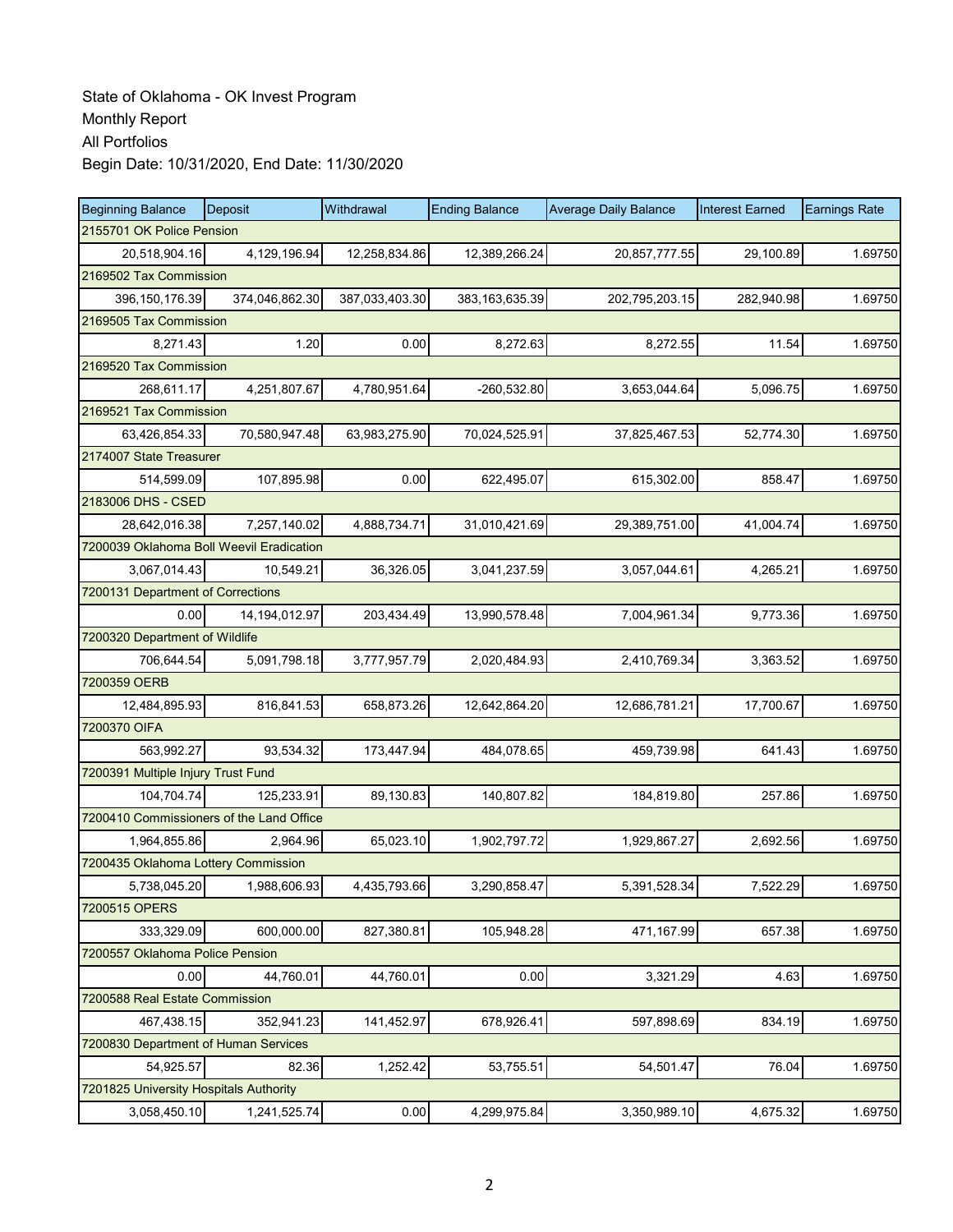State of Oklahoma - OK Invest Program
Monthly Report
All Portfolios
Begin Date: 10/31/2020, End Date: 11/30/2020

| Beginning Balance | Deposit | Withdrawal | Ending Balance | Average Daily Balance | Interest Earned | Earnings Rate |
|---|---|---|---|---|---|---|
| 2155701 OK Police Pension | | | | | | |
| 20,518,904.16 | 4,129,196.94 | 12,258,834.86 | 12,389,266.24 | 20,857,777.55 | 29,100.89 | 1.69750 |
| 2169502 Tax Commission | | | | | | |
| 396,150,176.39 | 374,046,862.30 | 387,033,403.30 | 383,163,635.39 | 202,795,203.15 | 282,940.98 | 1.69750 |
| 2169505 Tax Commission | | | | | | |
| 8,271.43 | 1.20 | 0.00 | 8,272.63 | 8,272.55 | 11.54 | 1.69750 |
| 2169520 Tax Commission | | | | | | |
| 268,611.17 | 4,251,807.67 | 4,780,951.64 | -260,532.80 | 3,653,044.64 | 5,096.75 | 1.69750 |
| 2169521 Tax Commission | | | | | | |
| 63,426,854.33 | 70,580,947.48 | 63,983,275.90 | 70,024,525.91 | 37,825,467.53 | 52,774.30 | 1.69750 |
| 2174007 State Treasurer | | | | | | |
| 514,599.09 | 107,895.98 | 0.00 | 622,495.07 | 615,302.00 | 858.47 | 1.69750 |
| 2183006 DHS - CSED | | | | | | |
| 28,642,016.38 | 7,257,140.02 | 4,888,734.71 | 31,010,421.69 | 29,389,751.00 | 41,004.74 | 1.69750 |
| 7200039 Oklahoma Boll Weevil Eradication | | | | | | |
| 3,067,014.43 | 10,549.21 | 36,326.05 | 3,041,237.59 | 3,057,044.61 | 4,265.21 | 1.69750 |
| 7200131 Department of Corrections | | | | | | |
| 0.00 | 14,194,012.97 | 203,434.49 | 13,990,578.48 | 7,004,961.34 | 9,773.36 | 1.69750 |
| 7200320 Department of Wildlife | | | | | | |
| 706,644.54 | 5,091,798.18 | 3,777,957.79 | 2,020,484.93 | 2,410,769.34 | 3,363.52 | 1.69750 |
| 7200359 OERB | | | | | | |
| 12,484,895.93 | 816,841.53 | 658,873.26 | 12,642,864.20 | 12,686,781.21 | 17,700.67 | 1.69750 |
| 7200370 OIFA | | | | | | |
| 563,992.27 | 93,534.32 | 173,447.94 | 484,078.65 | 459,739.98 | 641.43 | 1.69750 |
| 7200391 Multiple Injury Trust Fund | | | | | | |
| 104,704.74 | 125,233.91 | 89,130.83 | 140,807.82 | 184,819.80 | 257.86 | 1.69750 |
| 7200410 Commissioners of the Land Office | | | | | | |
| 1,964,855.86 | 2,964.96 | 65,023.10 | 1,902,797.72 | 1,929,867.27 | 2,692.56 | 1.69750 |
| 7200435 Oklahoma Lottery Commission | | | | | | |
| 5,738,045.20 | 1,988,606.93 | 4,435,793.66 | 3,290,858.47 | 5,391,528.34 | 7,522.29 | 1.69750 |
| 7200515 OPERS | | | | | | |
| 333,329.09 | 600,000.00 | 827,380.81 | 105,948.28 | 471,167.99 | 657.38 | 1.69750 |
| 7200557 Oklahoma Police Pension | | | | | | |
| 0.00 | 44,760.01 | 44,760.01 | 0.00 | 3,321.29 | 4.63 | 1.69750 |
| 7200588 Real Estate Commission | | | | | | |
| 467,438.15 | 352,941.23 | 141,452.97 | 678,926.41 | 597,898.69 | 834.19 | 1.69750 |
| 7200830 Department of Human Services | | | | | | |
| 54,925.57 | 82.36 | 1,252.42 | 53,755.51 | 54,501.47 | 76.04 | 1.69750 |
| 7201825 University Hospitals Authority | | | | | | |
| 3,058,450.10 | 1,241,525.74 | 0.00 | 4,299,975.84 | 3,350,989.10 | 4,675.32 | 1.69750 |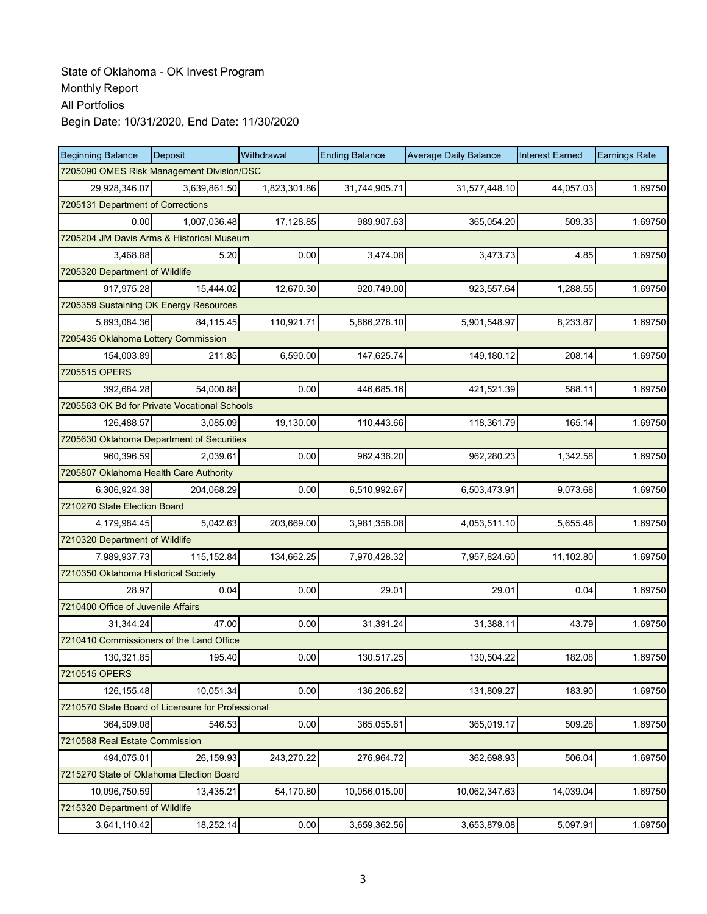State of Oklahoma - OK Invest Program
Monthly Report
All Portfolios
Begin Date: 10/31/2020, End Date: 11/30/2020

| Beginning Balance | Deposit | Withdrawal | Ending Balance | Average Daily Balance | Interest Earned | Earnings Rate |
|---|---|---|---|---|---|---|
| 7205090 OMES Risk Management Division/DSC | | | | | | |
| 29,928,346.07 | 3,639,861.50 | 1,823,301.86 | 31,744,905.71 | 31,577,448.10 | 44,057.03 | 1.69750 |
| 7205131 Department of Corrections | | | | | | |
| 0.00 | 1,007,036.48 | 17,128.85 | 989,907.63 | 365,054.20 | 509.33 | 1.69750 |
| 7205204 JM Davis Arms & Historical Museum | | | | | | |
| 3,468.88 | 5.20 | 0.00 | 3,474.08 | 3,473.73 | 4.85 | 1.69750 |
| 7205320 Department of Wildlife | | | | | | |
| 917,975.28 | 15,444.02 | 12,670.30 | 920,749.00 | 923,557.64 | 1,288.55 | 1.69750 |
| 7205359 Sustaining OK Energy Resources | | | | | | |
| 5,893,084.36 | 84,115.45 | 110,921.71 | 5,866,278.10 | 5,901,548.97 | 8,233.87 | 1.69750 |
| 7205435 Oklahoma Lottery Commission | | | | | | |
| 154,003.89 | 211.85 | 6,590.00 | 147,625.74 | 149,180.12 | 208.14 | 1.69750 |
| 7205515 OPERS | | | | | | |
| 392,684.28 | 54,000.88 | 0.00 | 446,685.16 | 421,521.39 | 588.11 | 1.69750 |
| 7205563 OK Bd for Private Vocational Schools | | | | | | |
| 126,488.57 | 3,085.09 | 19,130.00 | 110,443.66 | 118,361.79 | 165.14 | 1.69750 |
| 7205630 Oklahoma Department of Securities | | | | | | |
| 960,396.59 | 2,039.61 | 0.00 | 962,436.20 | 962,280.23 | 1,342.58 | 1.69750 |
| 7205807 Oklahoma Health Care Authority | | | | | | |
| 6,306,924.38 | 204,068.29 | 0.00 | 6,510,992.67 | 6,503,473.91 | 9,073.68 | 1.69750 |
| 7210270 State Election Board | | | | | | |
| 4,179,984.45 | 5,042.63 | 203,669.00 | 3,981,358.08 | 4,053,511.10 | 5,655.48 | 1.69750 |
| 7210320 Department of Wildlife | | | | | | |
| 7,989,937.73 | 115,152.84 | 134,662.25 | 7,970,428.32 | 7,957,824.60 | 11,102.80 | 1.69750 |
| 7210350 Oklahoma Historical Society | | | | | | |
| 28.97 | 0.04 | 0.00 | 29.01 | 29.01 | 0.04 | 1.69750 |
| 7210400 Office of Juvenile Affairs | | | | | | |
| 31,344.24 | 47.00 | 0.00 | 31,391.24 | 31,388.11 | 43.79 | 1.69750 |
| 7210410 Commissioners of the Land Office | | | | | | |
| 130,321.85 | 195.40 | 0.00 | 130,517.25 | 130,504.22 | 182.08 | 1.69750 |
| 7210515 OPERS | | | | | | |
| 126,155.48 | 10,051.34 | 0.00 | 136,206.82 | 131,809.27 | 183.90 | 1.69750 |
| 7210570 State Board of Licensure for Professional | | | | | | |
| 364,509.08 | 546.53 | 0.00 | 365,055.61 | 365,019.17 | 509.28 | 1.69750 |
| 7210588 Real Estate Commission | | | | | | |
| 494,075.01 | 26,159.93 | 243,270.22 | 276,964.72 | 362,698.93 | 506.04 | 1.69750 |
| 7215270 State of Oklahoma Election Board | | | | | | |
| 10,096,750.59 | 13,435.21 | 54,170.80 | 10,056,015.00 | 10,062,347.63 | 14,039.04 | 1.69750 |
| 7215320 Department of Wildlife | | | | | | |
| 3,641,110.42 | 18,252.14 | 0.00 | 3,659,362.56 | 3,653,879.08 | 5,097.91 | 1.69750 |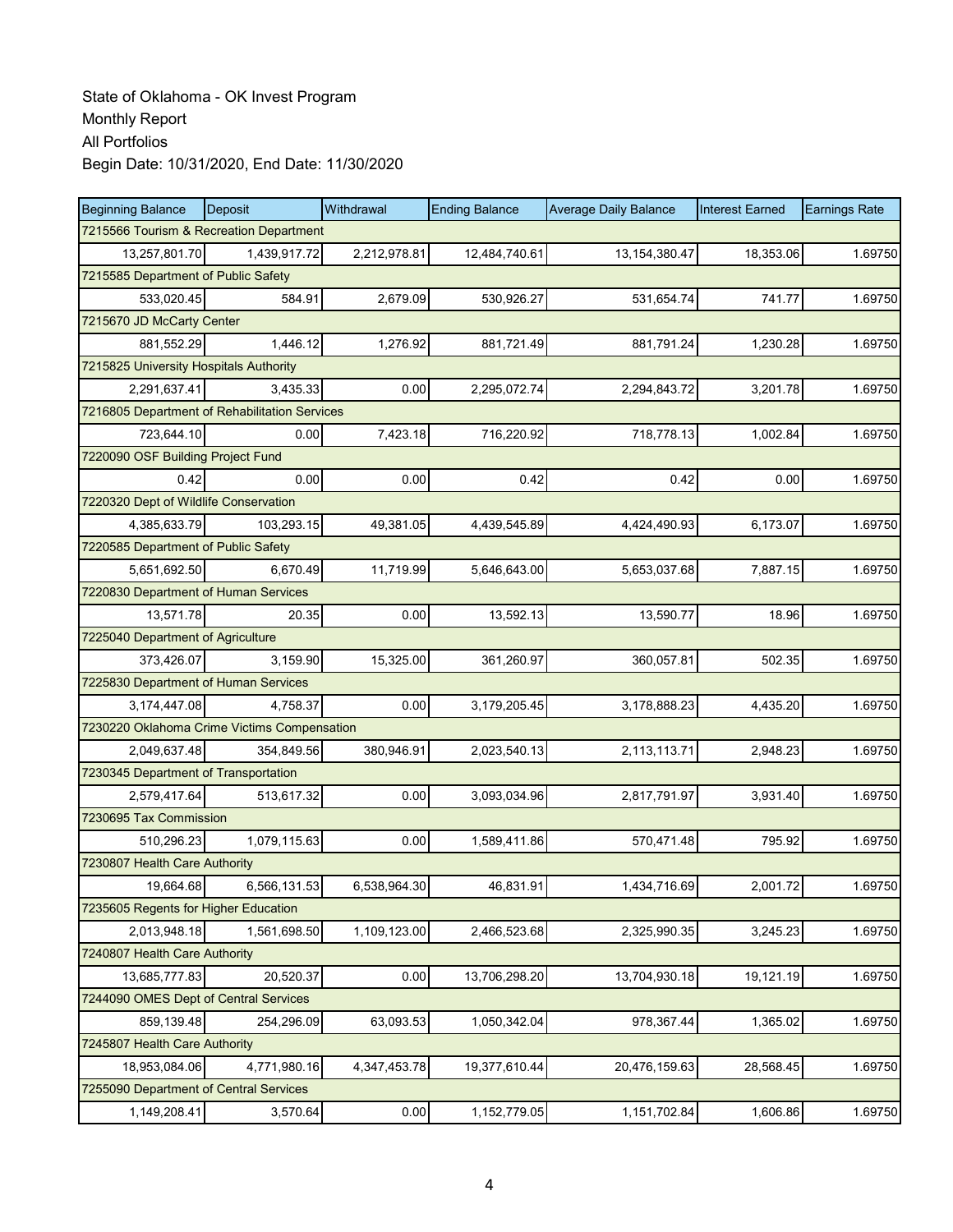State of Oklahoma - OK Invest Program
Monthly Report
All Portfolios
Begin Date: 10/31/2020, End Date: 11/30/2020

| Beginning Balance | Deposit | Withdrawal | Ending Balance | Average Daily Balance | Interest Earned | Earnings Rate |
|---|---|---|---|---|---|---|
| 7215566 Tourism & Recreation Department | | | | | | |
| 13,257,801.70 | 1,439,917.72 | 2,212,978.81 | 12,484,740.61 | 13,154,380.47 | 18,353.06 | 1.69750 |
| 7215585 Department of Public Safety | | | | | | |
| 533,020.45 | 584.91 | 2,679.09 | 530,926.27 | 531,654.74 | 741.77 | 1.69750 |
| 7215670 JD McCarty Center | | | | | | |
| 881,552.29 | 1,446.12 | 1,276.92 | 881,721.49 | 881,791.24 | 1,230.28 | 1.69750 |
| 7215825 University Hospitals Authority | | | | | | |
| 2,291,637.41 | 3,435.33 | 0.00 | 2,295,072.74 | 2,294,843.72 | 3,201.78 | 1.69750 |
| 7216805 Department of Rehabilitation Services | | | | | | |
| 723,644.10 | 0.00 | 7,423.18 | 716,220.92 | 718,778.13 | 1,002.84 | 1.69750 |
| 7220090 OSF Building Project Fund | | | | | | |
| 0.42 | 0.00 | 0.00 | 0.42 | 0.42 | 0.00 | 1.69750 |
| 7220320 Dept of Wildlife Conservation | | | | | | |
| 4,385,633.79 | 103,293.15 | 49,381.05 | 4,439,545.89 | 4,424,490.93 | 6,173.07 | 1.69750 |
| 7220585 Department of Public Safety | | | | | | |
| 5,651,692.50 | 6,670.49 | 11,719.99 | 5,646,643.00 | 5,653,037.68 | 7,887.15 | 1.69750 |
| 7220830 Department of Human Services | | | | | | |
| 13,571.78 | 20.35 | 0.00 | 13,592.13 | 13,590.77 | 18.96 | 1.69750 |
| 7225040 Department of Agriculture | | | | | | |
| 373,426.07 | 3,159.90 | 15,325.00 | 361,260.97 | 360,057.81 | 502.35 | 1.69750 |
| 7225830 Department of Human Services | | | | | | |
| 3,174,447.08 | 4,758.37 | 0.00 | 3,179,205.45 | 3,178,888.23 | 4,435.20 | 1.69750 |
| 7230220 Oklahoma Crime Victims Compensation | | | | | | |
| 2,049,637.48 | 354,849.56 | 380,946.91 | 2,023,540.13 | 2,113,113.71 | 2,948.23 | 1.69750 |
| 7230345 Department of Transportation | | | | | | |
| 2,579,417.64 | 513,617.32 | 0.00 | 3,093,034.96 | 2,817,791.97 | 3,931.40 | 1.69750 |
| 7230695 Tax Commission | | | | | | |
| 510,296.23 | 1,079,115.63 | 0.00 | 1,589,411.86 | 570,471.48 | 795.92 | 1.69750 |
| 7230807 Health Care Authority | | | | | | |
| 19,664.68 | 6,566,131.53 | 6,538,964.30 | 46,831.91 | 1,434,716.69 | 2,001.72 | 1.69750 |
| 7235605 Regents for Higher Education | | | | | | |
| 2,013,948.18 | 1,561,698.50 | 1,109,123.00 | 2,466,523.68 | 2,325,990.35 | 3,245.23 | 1.69750 |
| 7240807 Health Care Authority | | | | | | |
| 13,685,777.83 | 20,520.37 | 0.00 | 13,706,298.20 | 13,704,930.18 | 19,121.19 | 1.69750 |
| 7244090 OMES Dept of Central Services | | | | | | |
| 859,139.48 | 254,296.09 | 63,093.53 | 1,050,342.04 | 978,367.44 | 1,365.02 | 1.69750 |
| 7245807 Health Care Authority | | | | | | |
| 18,953,084.06 | 4,771,980.16 | 4,347,453.78 | 19,377,610.44 | 20,476,159.63 | 28,568.45 | 1.69750 |
| 7255090 Department of Central Services | | | | | | |
| 1,149,208.41 | 3,570.64 | 0.00 | 1,152,779.05 | 1,151,702.84 | 1,606.86 | 1.69750 |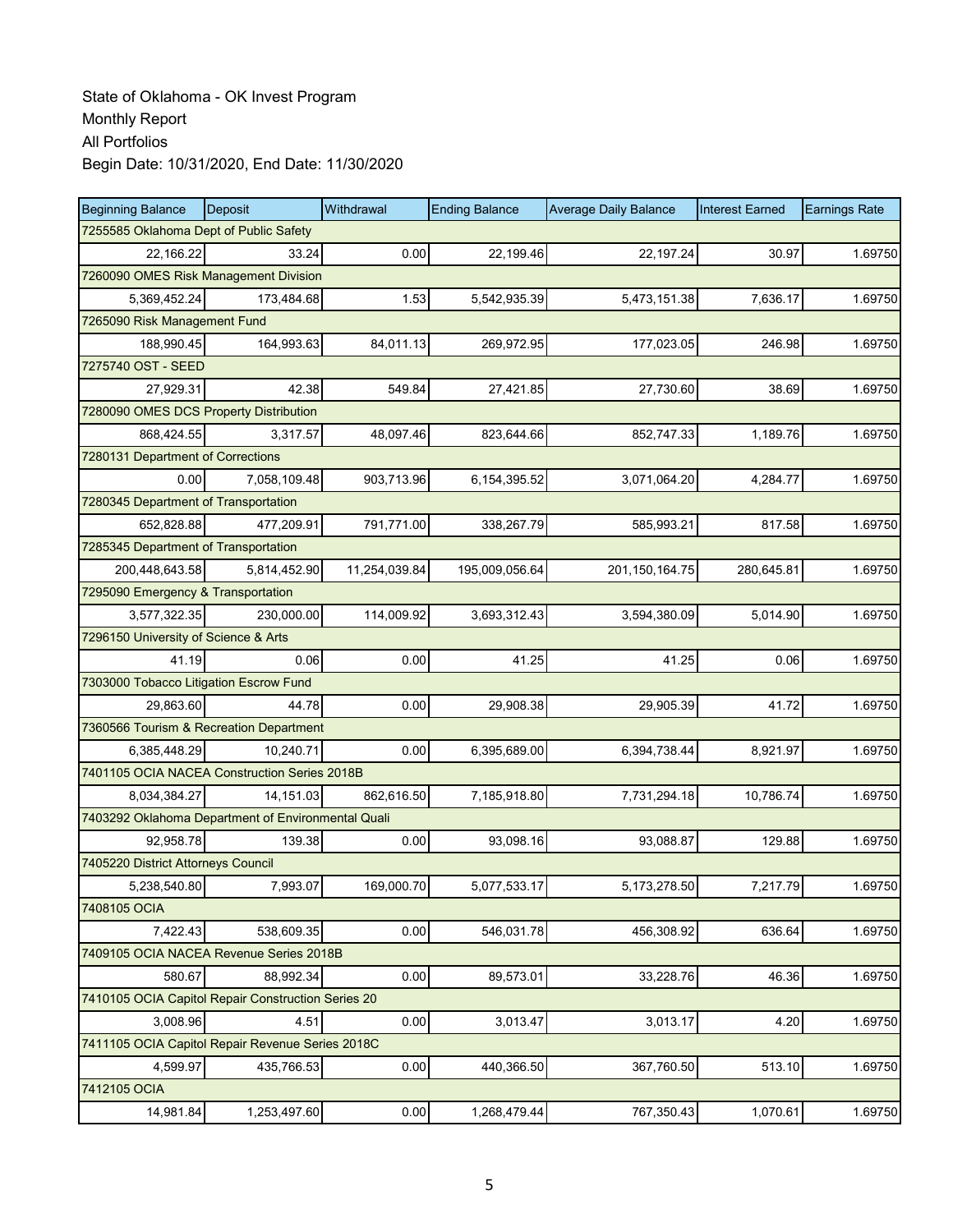State of Oklahoma - OK Invest Program
Monthly Report
All Portfolios
Begin Date: 10/31/2020, End Date: 11/30/2020

| Beginning Balance | Deposit | Withdrawal | Ending Balance | Average Daily Balance | Interest Earned | Earnings Rate |
|---|---|---|---|---|---|---|
| 7255585 Oklahoma Dept of Public Safety | | | | | | |
| 22,166.22 | 33.24 | 0.00 | 22,199.46 | 22,197.24 | 30.97 | 1.69750 |
| 7260090 OMES Risk Management Division | | | | | | |
| 5,369,452.24 | 173,484.68 | 1.53 | 5,542,935.39 | 5,473,151.38 | 7,636.17 | 1.69750 |
| 7265090 Risk Management Fund | | | | | | |
| 188,990.45 | 164,993.63 | 84,011.13 | 269,972.95 | 177,023.05 | 246.98 | 1.69750 |
| 7275740 OST - SEED | | | | | | |
| 27,929.31 | 42.38 | 549.84 | 27,421.85 | 27,730.60 | 38.69 | 1.69750 |
| 7280090 OMES DCS Property Distribution | | | | | | |
| 868,424.55 | 3,317.57 | 48,097.46 | 823,644.66 | 852,747.33 | 1,189.76 | 1.69750 |
| 7280131 Department of Corrections | | | | | | |
| 0.00 | 7,058,109.48 | 903,713.96 | 6,154,395.52 | 3,071,064.20 | 4,284.77 | 1.69750 |
| 7280345 Department of Transportation | | | | | | |
| 652,828.88 | 477,209.91 | 791,771.00 | 338,267.79 | 585,993.21 | 817.58 | 1.69750 |
| 7285345 Department of Transportation | | | | | | |
| 200,448,643.58 | 5,814,452.90 | 11,254,039.84 | 195,009,056.64 | 201,150,164.75 | 280,645.81 | 1.69750 |
| 7295090 Emergency & Transportation | | | | | | |
| 3,577,322.35 | 230,000.00 | 114,009.92 | 3,693,312.43 | 3,594,380.09 | 5,014.90 | 1.69750 |
| 7296150 University of Science & Arts | | | | | | |
| 41.19 | 0.06 | 0.00 | 41.25 | 41.25 | 0.06 | 1.69750 |
| 7303000 Tobacco Litigation Escrow Fund | | | | | | |
| 29,863.60 | 44.78 | 0.00 | 29,908.38 | 29,905.39 | 41.72 | 1.69750 |
| 7360566 Tourism & Recreation Department | | | | | | |
| 6,385,448.29 | 10,240.71 | 0.00 | 6,395,689.00 | 6,394,738.44 | 8,921.97 | 1.69750 |
| 7401105 OCIA NACEA Construction Series 2018B | | | | | | |
| 8,034,384.27 | 14,151.03 | 862,616.50 | 7,185,918.80 | 7,731,294.18 | 10,786.74 | 1.69750 |
| 7403292 Oklahoma Department of Environmental Quali | | | | | | |
| 92,958.78 | 139.38 | 0.00 | 93,098.16 | 93,088.87 | 129.88 | 1.69750 |
| 7405220 District Attorneys Council | | | | | | |
| 5,238,540.80 | 7,993.07 | 169,000.70 | 5,077,533.17 | 5,173,278.50 | 7,217.79 | 1.69750 |
| 7408105 OCIA | | | | | | |
| 7,422.43 | 538,609.35 | 0.00 | 546,031.78 | 456,308.92 | 636.64 | 1.69750 |
| 7409105 OCIA NACEA Revenue Series 2018B | | | | | | |
| 580.67 | 88,992.34 | 0.00 | 89,573.01 | 33,228.76 | 46.36 | 1.69750 |
| 7410105 OCIA Capitol Repair Construction Series 20 | | | | | | |
| 3,008.96 | 4.51 | 0.00 | 3,013.47 | 3,013.17 | 4.20 | 1.69750 |
| 7411105 OCIA Capitol Repair Revenue Series 2018C | | | | | | |
| 4,599.97 | 435,766.53 | 0.00 | 440,366.50 | 367,760.50 | 513.10 | 1.69750 |
| 7412105 OCIA | | | | | | |
| 14,981.84 | 1,253,497.60 | 0.00 | 1,268,479.44 | 767,350.43 | 1,070.61 | 1.69750 |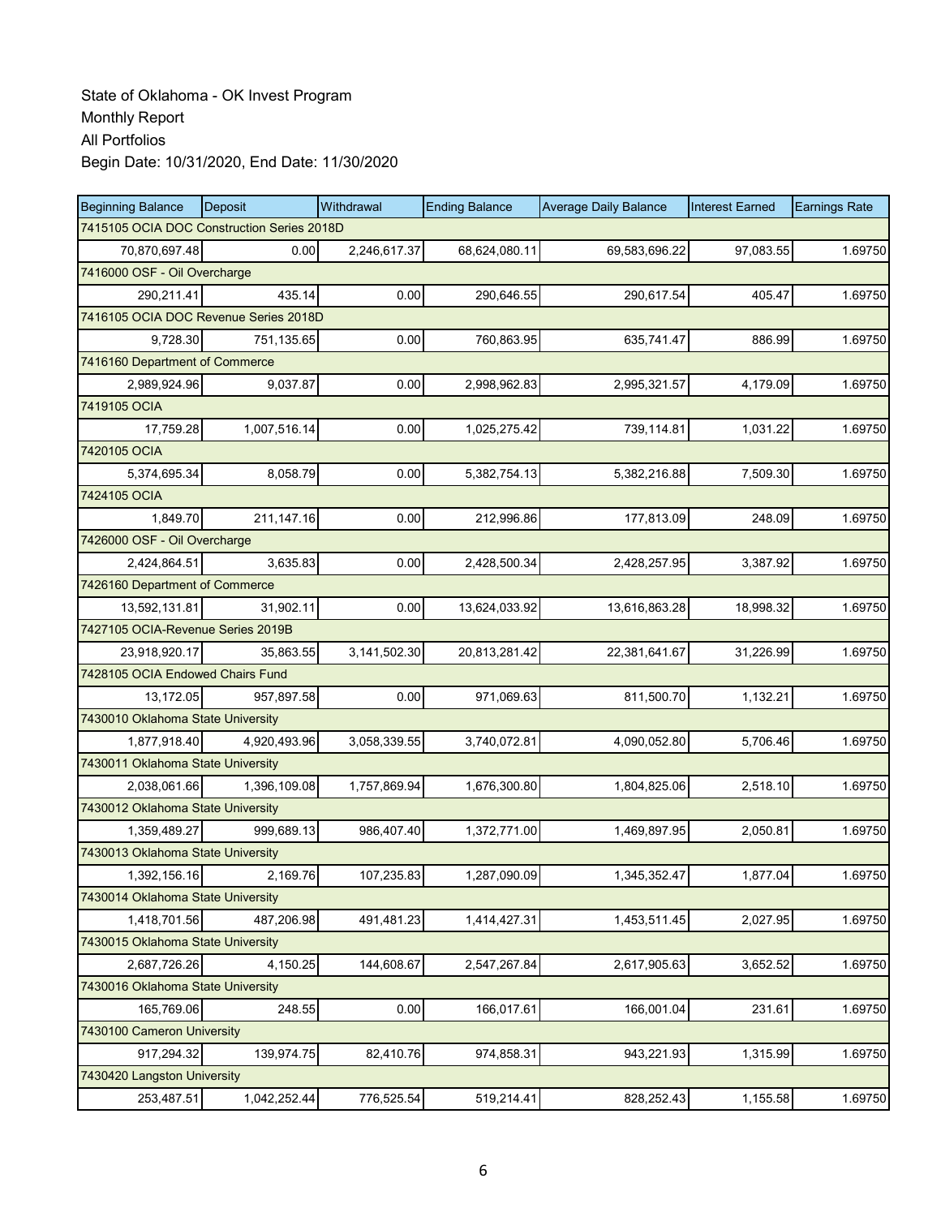State of Oklahoma - OK Invest Program
Monthly Report
All Portfolios
Begin Date: 10/31/2020, End Date: 11/30/2020

| Beginning Balance | Deposit | Withdrawal | Ending Balance | Average Daily Balance | Interest Earned | Earnings Rate |
|---|---|---|---|---|---|---|
| 7415105 OCIA DOC Construction Series 2018D | | | | | | |
| 70,870,697.48 | 0.00 | 2,246,617.37 | 68,624,080.11 | 69,583,696.22 | 97,083.55 | 1.69750 |
| 7416000 OSF - Oil Overcharge | | | | | | |
| 290,211.41 | 435.14 | 0.00 | 290,646.55 | 290,617.54 | 405.47 | 1.69750 |
| 7416105 OCIA DOC Revenue Series 2018D | | | | | | |
| 9,728.30 | 751,135.65 | 0.00 | 760,863.95 | 635,741.47 | 886.99 | 1.69750 |
| 7416160 Department of Commerce | | | | | | |
| 2,989,924.96 | 9,037.87 | 0.00 | 2,998,962.83 | 2,995,321.57 | 4,179.09 | 1.69750 |
| 7419105 OCIA | | | | | | |
| 17,759.28 | 1,007,516.14 | 0.00 | 1,025,275.42 | 739,114.81 | 1,031.22 | 1.69750 |
| 7420105 OCIA | | | | | | |
| 5,374,695.34 | 8,058.79 | 0.00 | 5,382,754.13 | 5,382,216.88 | 7,509.30 | 1.69750 |
| 7424105 OCIA | | | | | | |
| 1,849.70 | 211,147.16 | 0.00 | 212,996.86 | 177,813.09 | 248.09 | 1.69750 |
| 7426000 OSF - Oil Overcharge | | | | | | |
| 2,424,864.51 | 3,635.83 | 0.00 | 2,428,500.34 | 2,428,257.95 | 3,387.92 | 1.69750 |
| 7426160 Department of Commerce | | | | | | |
| 13,592,131.81 | 31,902.11 | 0.00 | 13,624,033.92 | 13,616,863.28 | 18,998.32 | 1.69750 |
| 7427105 OCIA-Revenue Series 2019B | | | | | | |
| 23,918,920.17 | 35,863.55 | 3,141,502.30 | 20,813,281.42 | 22,381,641.67 | 31,226.99 | 1.69750 |
| 7428105 OCIA Endowed Chairs Fund | | | | | | |
| 13,172.05 | 957,897.58 | 0.00 | 971,069.63 | 811,500.70 | 1,132.21 | 1.69750 |
| 7430010 Oklahoma State University | | | | | | |
| 1,877,918.40 | 4,920,493.96 | 3,058,339.55 | 3,740,072.81 | 4,090,052.80 | 5,706.46 | 1.69750 |
| 7430011 Oklahoma State University | | | | | | |
| 2,038,061.66 | 1,396,109.08 | 1,757,869.94 | 1,676,300.80 | 1,804,825.06 | 2,518.10 | 1.69750 |
| 7430012 Oklahoma State University | | | | | | |
| 1,359,489.27 | 999,689.13 | 986,407.40 | 1,372,771.00 | 1,469,897.95 | 2,050.81 | 1.69750 |
| 7430013 Oklahoma State University | | | | | | |
| 1,392,156.16 | 2,169.76 | 107,235.83 | 1,287,090.09 | 1,345,352.47 | 1,877.04 | 1.69750 |
| 7430014 Oklahoma State University | | | | | | |
| 1,418,701.56 | 487,206.98 | 491,481.23 | 1,414,427.31 | 1,453,511.45 | 2,027.95 | 1.69750 |
| 7430015 Oklahoma State University | | | | | | |
| 2,687,726.26 | 4,150.25 | 144,608.67 | 2,547,267.84 | 2,617,905.63 | 3,652.52 | 1.69750 |
| 7430016 Oklahoma State University | | | | | | |
| 165,769.06 | 248.55 | 0.00 | 166,017.61 | 166,001.04 | 231.61 | 1.69750 |
| 7430100 Cameron University | | | | | | |
| 917,294.32 | 139,974.75 | 82,410.76 | 974,858.31 | 943,221.93 | 1,315.99 | 1.69750 |
| 7430420 Langston University | | | | | | |
| 253,487.51 | 1,042,252.44 | 776,525.54 | 519,214.41 | 828,252.43 | 1,155.58 | 1.69750 |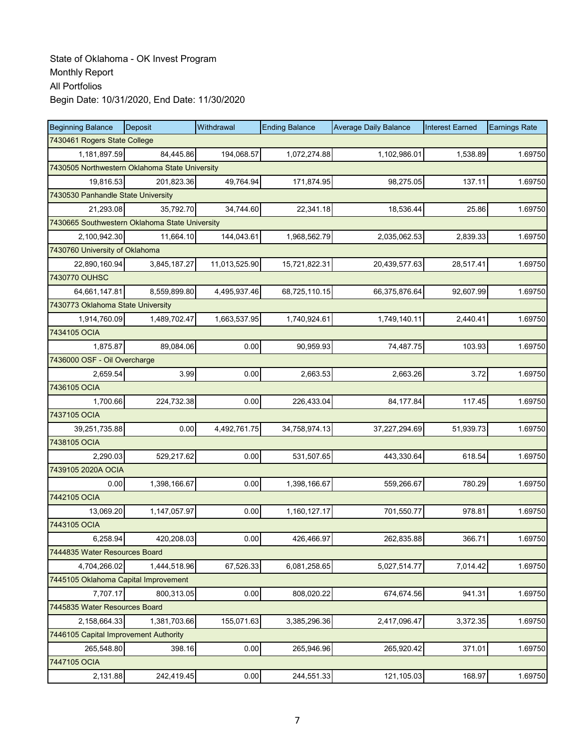State of Oklahoma - OK Invest Program
Monthly Report
All Portfolios
Begin Date: 10/31/2020, End Date: 11/30/2020

| Beginning Balance | Deposit | Withdrawal | Ending Balance | Average Daily Balance | Interest Earned | Earnings Rate |
|---|---|---|---|---|---|---|
| 7430461 Rogers State College | | | | | | |
| 1,181,897.59 | 84,445.86 | 194,068.57 | 1,072,274.88 | 1,102,986.01 | 1,538.89 | 1.69750 |
| 7430505 Northwestern Oklahoma State University | | | | | | |
| 19,816.53 | 201,823.36 | 49,764.94 | 171,874.95 | 98,275.05 | 137.11 | 1.69750 |
| 7430530 Panhandle State University | | | | | | |
| 21,293.08 | 35,792.70 | 34,744.60 | 22,341.18 | 18,536.44 | 25.86 | 1.69750 |
| 7430665 Southwestern Oklahoma State University | | | | | | |
| 2,100,942.30 | 11,664.10 | 144,043.61 | 1,968,562.79 | 2,035,062.53 | 2,839.33 | 1.69750 |
| 7430760 University of Oklahoma | | | | | | |
| 22,890,160.94 | 3,845,187.27 | 11,013,525.90 | 15,721,822.31 | 20,439,577.63 | 28,517.41 | 1.69750 |
| 7430770 OUHSC | | | | | | |
| 64,661,147.81 | 8,559,899.80 | 4,495,937.46 | 68,725,110.15 | 66,375,876.64 | 92,607.99 | 1.69750 |
| 7430773 Oklahoma State University | | | | | | |
| 1,914,760.09 | 1,489,702.47 | 1,663,537.95 | 1,740,924.61 | 1,749,140.11 | 2,440.41 | 1.69750 |
| 7434105 OCIA | | | | | | |
| 1,875.87 | 89,084.06 | 0.00 | 90,959.93 | 74,487.75 | 103.93 | 1.69750 |
| 7436000 OSF - Oil Overcharge | | | | | | |
| 2,659.54 | 3.99 | 0.00 | 2,663.53 | 2,663.26 | 3.72 | 1.69750 |
| 7436105 OCIA | | | | | | |
| 1,700.66 | 224,732.38 | 0.00 | 226,433.04 | 84,177.84 | 117.45 | 1.69750 |
| 7437105 OCIA | | | | | | |
| 39,251,735.88 | 0.00 | 4,492,761.75 | 34,758,974.13 | 37,227,294.69 | 51,939.73 | 1.69750 |
| 7438105 OCIA | | | | | | |
| 2,290.03 | 529,217.62 | 0.00 | 531,507.65 | 443,330.64 | 618.54 | 1.69750 |
| 7439105 2020A OCIA | | | | | | |
| 0.00 | 1,398,166.67 | 0.00 | 1,398,166.67 | 559,266.67 | 780.29 | 1.69750 |
| 7442105 OCIA | | | | | | |
| 13,069.20 | 1,147,057.97 | 0.00 | 1,160,127.17 | 701,550.77 | 978.81 | 1.69750 |
| 7443105 OCIA | | | | | | |
| 6,258.94 | 420,208.03 | 0.00 | 426,466.97 | 262,835.88 | 366.71 | 1.69750 |
| 7444835 Water Resources Board | | | | | | |
| 4,704,266.02 | 1,444,518.96 | 67,526.33 | 6,081,258.65 | 5,027,514.77 | 7,014.42 | 1.69750 |
| 7445105 Oklahoma Capital Improvement | | | | | | |
| 7,707.17 | 800,313.05 | 0.00 | 808,020.22 | 674,674.56 | 941.31 | 1.69750 |
| 7445835 Water Resources Board | | | | | | |
| 2,158,664.33 | 1,381,703.66 | 155,071.63 | 3,385,296.36 | 2,417,096.47 | 3,372.35 | 1.69750 |
| 7446105 Capital Improvement Authority | | | | | | |
| 265,548.80 | 398.16 | 0.00 | 265,946.96 | 265,920.42 | 371.01 | 1.69750 |
| 7447105 OCIA | | | | | | |
| 2,131.88 | 242,419.45 | 0.00 | 244,551.33 | 121,105.03 | 168.97 | 1.69750 |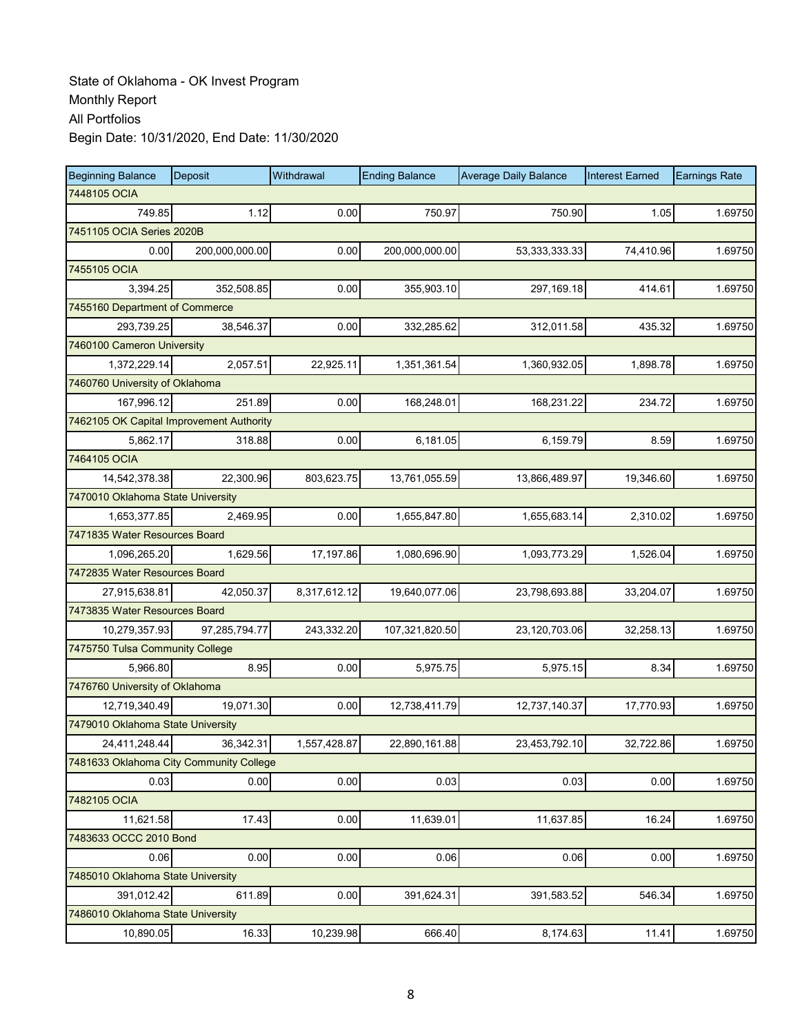State of Oklahoma - OK Invest Program
Monthly Report
All Portfolios
Begin Date: 10/31/2020, End Date: 11/30/2020

| Beginning Balance | Deposit | Withdrawal | Ending Balance | Average Daily Balance | Interest Earned | Earnings Rate |
|---|---|---|---|---|---|---|
| 7448105 OCIA | | | | | | |
| 749.85 | 1.12 | 0.00 | 750.97 | 750.90 | 1.05 | 1.69750 |
| 7451105 OCIA Series 2020B | | | | | | |
| 0.00 | 200,000,000.00 | 0.00 | 200,000,000.00 | 53,333,333.33 | 74,410.96 | 1.69750 |
| 7455105 OCIA | | | | | | |
| 3,394.25 | 352,508.85 | 0.00 | 355,903.10 | 297,169.18 | 414.61 | 1.69750 |
| 7455160 Department of Commerce | | | | | | |
| 293,739.25 | 38,546.37 | 0.00 | 332,285.62 | 312,011.58 | 435.32 | 1.69750 |
| 7460100 Cameron University | | | | | | |
| 1,372,229.14 | 2,057.51 | 22,925.11 | 1,351,361.54 | 1,360,932.05 | 1,898.78 | 1.69750 |
| 7460760 University of Oklahoma | | | | | | |
| 167,996.12 | 251.89 | 0.00 | 168,248.01 | 168,231.22 | 234.72 | 1.69750 |
| 7462105 OK Capital Improvement Authority | | | | | | |
| 5,862.17 | 318.88 | 0.00 | 6,181.05 | 6,159.79 | 8.59 | 1.69750 |
| 7464105 OCIA | | | | | | |
| 14,542,378.38 | 22,300.96 | 803,623.75 | 13,761,055.59 | 13,866,489.97 | 19,346.60 | 1.69750 |
| 7470010 Oklahoma State University | | | | | | |
| 1,653,377.85 | 2,469.95 | 0.00 | 1,655,847.80 | 1,655,683.14 | 2,310.02 | 1.69750 |
| 7471835 Water Resources Board | | | | | | |
| 1,096,265.20 | 1,629.56 | 17,197.86 | 1,080,696.90 | 1,093,773.29 | 1,526.04 | 1.69750 |
| 7472835 Water Resources Board | | | | | | |
| 27,915,638.81 | 42,050.37 | 8,317,612.12 | 19,640,077.06 | 23,798,693.88 | 33,204.07 | 1.69750 |
| 7473835 Water Resources Board | | | | | | |
| 10,279,357.93 | 97,285,794.77 | 243,332.20 | 107,321,820.50 | 23,120,703.06 | 32,258.13 | 1.69750 |
| 7475750 Tulsa Community College | | | | | | |
| 5,966.80 | 8.95 | 0.00 | 5,975.75 | 5,975.15 | 8.34 | 1.69750 |
| 7476760 University of Oklahoma | | | | | | |
| 12,719,340.49 | 19,071.30 | 0.00 | 12,738,411.79 | 12,737,140.37 | 17,770.93 | 1.69750 |
| 7479010 Oklahoma State University | | | | | | |
| 24,411,248.44 | 36,342.31 | 1,557,428.87 | 22,890,161.88 | 23,453,792.10 | 32,722.86 | 1.69750 |
| 7481633 Oklahoma City Community College | | | | | | |
| 0.03 | 0.00 | 0.00 | 0.03 | 0.03 | 0.00 | 1.69750 |
| 7482105 OCIA | | | | | | |
| 11,621.58 | 17.43 | 0.00 | 11,639.01 | 11,637.85 | 16.24 | 1.69750 |
| 7483633 OCCC 2010 Bond | | | | | | |
| 0.06 | 0.00 | 0.00 | 0.06 | 0.06 | 0.00 | 1.69750 |
| 7485010 Oklahoma State University | | | | | | |
| 391,012.42 | 611.89 | 0.00 | 391,624.31 | 391,583.52 | 546.34 | 1.69750 |
| 7486010 Oklahoma State University | | | | | | |
| 10,890.05 | 16.33 | 10,239.98 | 666.40 | 8,174.63 | 11.41 | 1.69750 |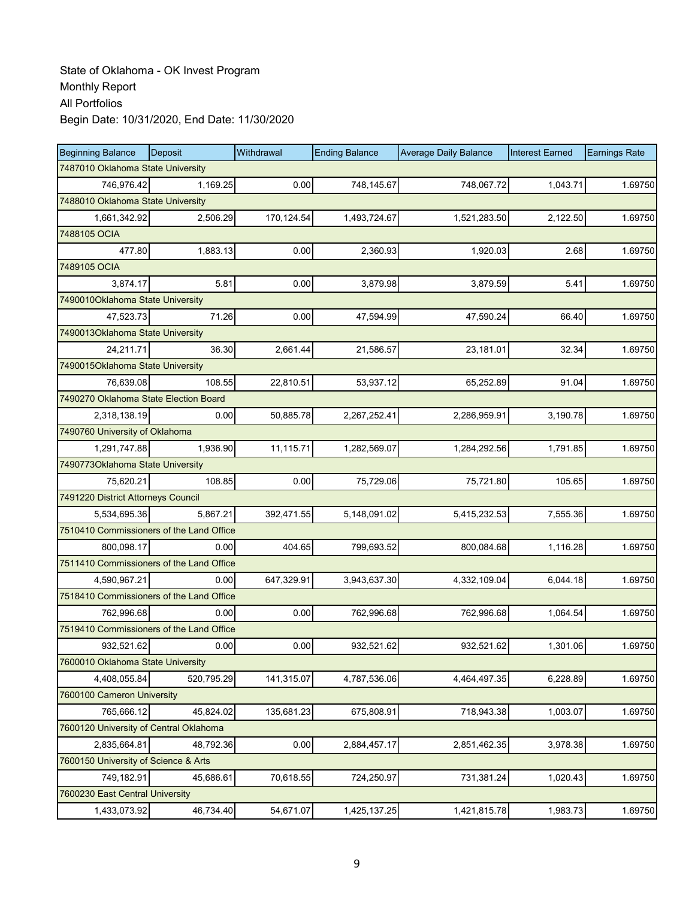State of Oklahoma - OK Invest Program
Monthly Report
All Portfolios
Begin Date: 10/31/2020, End Date: 11/30/2020

| Beginning Balance | Deposit | Withdrawal | Ending Balance | Average Daily Balance | Interest Earned | Earnings Rate |
|---|---|---|---|---|---|---|
| 7487010 Oklahoma State University | | | | | | |
| 746,976.42 | 1,169.25 | 0.00 | 748,145.67 | 748,067.72 | 1,043.71 | 1.69750 |
| 7488010 Oklahoma State University | | | | | | |
| 1,661,342.92 | 2,506.29 | 170,124.54 | 1,493,724.67 | 1,521,283.50 | 2,122.50 | 1.69750 |
| 7488105 OCIA | | | | | | |
| 477.80 | 1,883.13 | 0.00 | 2,360.93 | 1,920.03 | 2.68 | 1.69750 |
| 7489105 OCIA | | | | | | |
| 3,874.17 | 5.81 | 0.00 | 3,879.98 | 3,879.59 | 5.41 | 1.69750 |
| 7490010Oklahoma State University | | | | | | |
| 47,523.73 | 71.26 | 0.00 | 47,594.99 | 47,590.24 | 66.40 | 1.69750 |
| 7490013Oklahoma State University | | | | | | |
| 24,211.71 | 36.30 | 2,661.44 | 21,586.57 | 23,181.01 | 32.34 | 1.69750 |
| 7490015Oklahoma State University | | | | | | |
| 76,639.08 | 108.55 | 22,810.51 | 53,937.12 | 65,252.89 | 91.04 | 1.69750 |
| 7490270 Oklahoma State Election Board | | | | | | |
| 2,318,138.19 | 0.00 | 50,885.78 | 2,267,252.41 | 2,286,959.91 | 3,190.78 | 1.69750 |
| 7490760 University of Oklahoma | | | | | | |
| 1,291,747.88 | 1,936.90 | 11,115.71 | 1,282,569.07 | 1,284,292.56 | 1,791.85 | 1.69750 |
| 7490773Oklahoma State University | | | | | | |
| 75,620.21 | 108.85 | 0.00 | 75,729.06 | 75,721.80 | 105.65 | 1.69750 |
| 7491220 District Attorneys Council | | | | | | |
| 5,534,695.36 | 5,867.21 | 392,471.55 | 5,148,091.02 | 5,415,232.53 | 7,555.36 | 1.69750 |
| 7510410 Commissioners of the Land Office | | | | | | |
| 800,098.17 | 0.00 | 404.65 | 799,693.52 | 800,084.68 | 1,116.28 | 1.69750 |
| 7511410 Commissioners of the Land Office | | | | | | |
| 4,590,967.21 | 0.00 | 647,329.91 | 3,943,637.30 | 4,332,109.04 | 6,044.18 | 1.69750 |
| 7518410 Commissioners of the Land Office | | | | | | |
| 762,996.68 | 0.00 | 0.00 | 762,996.68 | 762,996.68 | 1,064.54 | 1.69750 |
| 7519410 Commissioners of the Land Office | | | | | | |
| 932,521.62 | 0.00 | 0.00 | 932,521.62 | 932,521.62 | 1,301.06 | 1.69750 |
| 7600010 Oklahoma State University | | | | | | |
| 4,408,055.84 | 520,795.29 | 141,315.07 | 4,787,536.06 | 4,464,497.35 | 6,228.89 | 1.69750 |
| 7600100 Cameron University | | | | | | |
| 765,666.12 | 45,824.02 | 135,681.23 | 675,808.91 | 718,943.38 | 1,003.07 | 1.69750 |
| 7600120 University of Central Oklahoma | | | | | | |
| 2,835,664.81 | 48,792.36 | 0.00 | 2,884,457.17 | 2,851,462.35 | 3,978.38 | 1.69750 |
| 7600150 University of Science & Arts | | | | | | |
| 749,182.91 | 45,686.61 | 70,618.55 | 724,250.97 | 731,381.24 | 1,020.43 | 1.69750 |
| 7600230 East Central University | | | | | | |
| 1,433,073.92 | 46,734.40 | 54,671.07 | 1,425,137.25 | 1,421,815.78 | 1,983.73 | 1.69750 |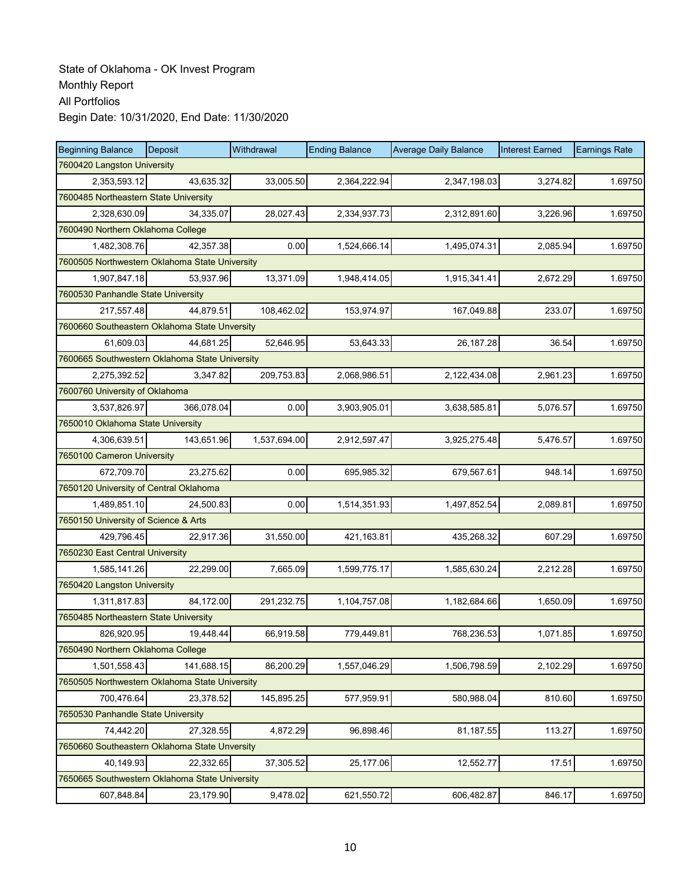State of Oklahoma - OK Invest Program
Monthly Report
All Portfolios
Begin Date: 10/31/2020, End Date: 11/30/2020

| Beginning Balance | Deposit | Withdrawal | Ending Balance | Average Daily Balance | Interest Earned | Earnings Rate |
|---|---|---|---|---|---|---|
| 7600420 Langston University | | | | | | |
| 2,353,593.12 | 43,635.32 | 33,005.50 | 2,364,222.94 | 2,347,198.03 | 3,274.82 | 1.69750 |
| 7600485 Northeastern State University | | | | | | |
| 2,328,630.09 | 34,335.07 | 28,027.43 | 2,334,937.73 | 2,312,891.60 | 3,226.96 | 1.69750 |
| 7600490 Northern Oklahoma College | | | | | | |
| 1,482,308.76 | 42,357.38 | 0.00 | 1,524,666.14 | 1,495,074.31 | 2,085.94 | 1.69750 |
| 7600505 Northwestern Oklahoma State University | | | | | | |
| 1,907,847.18 | 53,937.96 | 13,371.09 | 1,948,414.05 | 1,915,341.41 | 2,672.29 | 1.69750 |
| 7600530 Panhandle State University | | | | | | |
| 217,557.48 | 44,879.51 | 108,462.02 | 153,974.97 | 167,049.88 | 233.07 | 1.69750 |
| 7600660 Southeastern Oklahoma State Unversity | | | | | | |
| 61,609.03 | 44,681.25 | 52,646.95 | 53,643.33 | 26,187.28 | 36.54 | 1.69750 |
| 7600665 Southwestern Oklahoma State University | | | | | | |
| 2,275,392.52 | 3,347.82 | 209,753.83 | 2,068,986.51 | 2,122,434.08 | 2,961.23 | 1.69750 |
| 7600760 University of Oklahoma | | | | | | |
| 3,537,826.97 | 366,078.04 | 0.00 | 3,903,905.01 | 3,638,585.81 | 5,076.57 | 1.69750 |
| 7650010 Oklahoma State University | | | | | | |
| 4,306,639.51 | 143,651.96 | 1,537,694.00 | 2,912,597.47 | 3,925,275.48 | 5,476.57 | 1.69750 |
| 7650100 Cameron University | | | | | | |
| 672,709.70 | 23,275.62 | 0.00 | 695,985.32 | 679,567.61 | 948.14 | 1.69750 |
| 7650120 University of Central Oklahoma | | | | | | |
| 1,489,851.10 | 24,500.83 | 0.00 | 1,514,351.93 | 1,497,852.54 | 2,089.81 | 1.69750 |
| 7650150 University of Science & Arts | | | | | | |
| 429,796.45 | 22,917.36 | 31,550.00 | 421,163.81 | 435,268.32 | 607.29 | 1.69750 |
| 7650230 East Central University | | | | | | |
| 1,585,141.26 | 22,299.00 | 7,665.09 | 1,599,775.17 | 1,585,630.24 | 2,212.28 | 1.69750 |
| 7650420 Langston University | | | | | | |
| 1,311,817.83 | 84,172.00 | 291,232.75 | 1,104,757.08 | 1,182,684.66 | 1,650.09 | 1.69750 |
| 7650485 Northeastern State University | | | | | | |
| 826,920.95 | 19,448.44 | 66,919.58 | 779,449.81 | 768,236.53 | 1,071.85 | 1.69750 |
| 7650490 Northern Oklahoma College | | | | | | |
| 1,501,558.43 | 141,688.15 | 86,200.29 | 1,557,046.29 | 1,506,798.59 | 2,102.29 | 1.69750 |
| 7650505 Northwestern Oklahoma State University | | | | | | |
| 700,476.64 | 23,378.52 | 145,895.25 | 577,959.91 | 580,988.04 | 810.60 | 1.69750 |
| 7650530 Panhandle State University | | | | | | |
| 74,442.20 | 27,328.55 | 4,872.29 | 96,898.46 | 81,187.55 | 113.27 | 1.69750 |
| 7650660 Southeastern Oklahoma State Unversity | | | | | | |
| 40,149.93 | 22,332.65 | 37,305.52 | 25,177.06 | 12,552.77 | 17.51 | 1.69750 |
| 7650665 Southwestern Oklahoma State University | | | | | | |
| 607,848.84 | 23,179.90 | 9,478.02 | 621,550.72 | 606,482.87 | 846.17 | 1.69750 |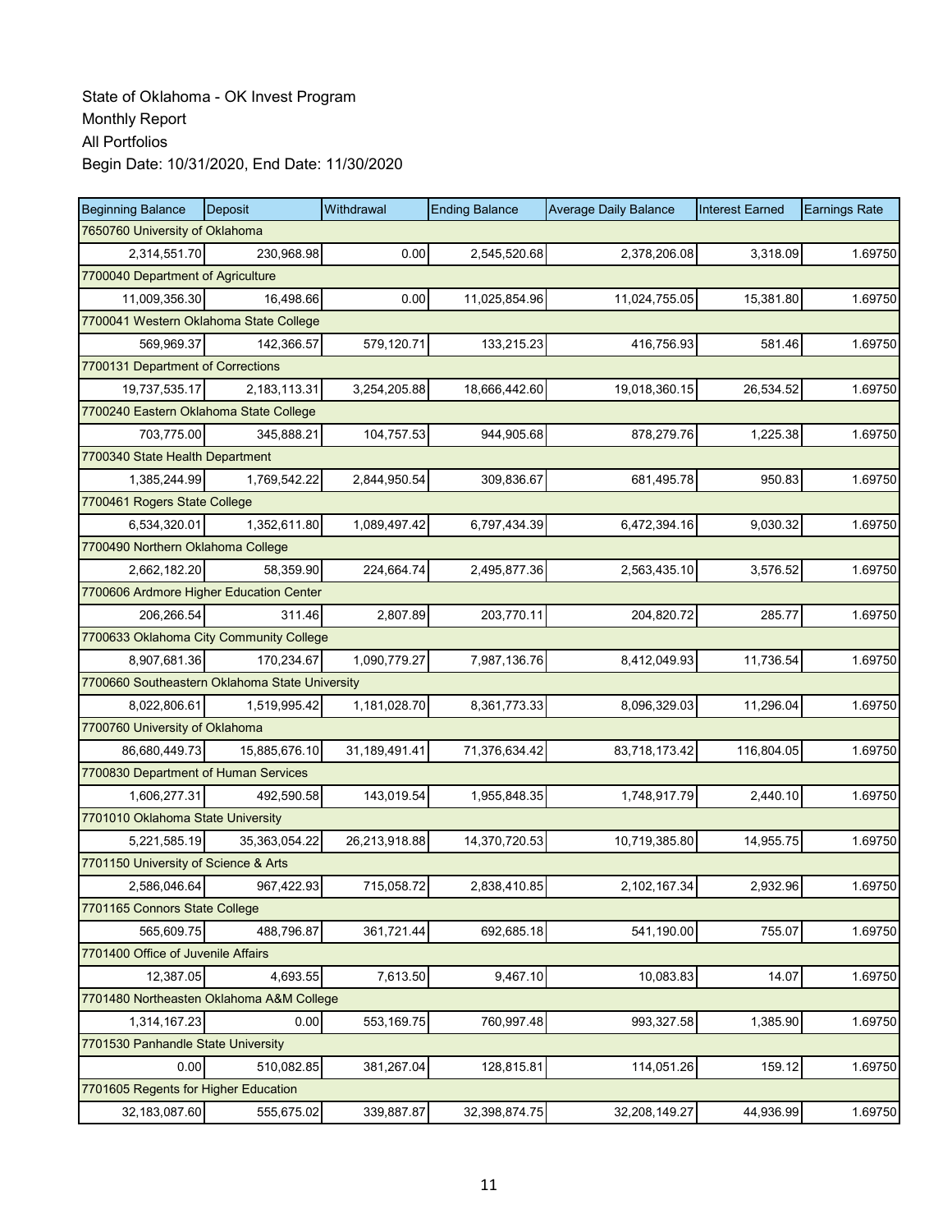State of Oklahoma - OK Invest Program
Monthly Report
All Portfolios
Begin Date: 10/31/2020, End Date: 11/30/2020

| Beginning Balance | Deposit | Withdrawal | Ending Balance | Average Daily Balance | Interest Earned | Earnings Rate |
|---|---|---|---|---|---|---|
| 7650760 University of Oklahoma | | | | | | |
| 2,314,551.70 | 230,968.98 | 0.00 | 2,545,520.68 | 2,378,206.08 | 3,318.09 | 1.69750 |
| 7700040 Department of Agriculture | | | | | | |
| 11,009,356.30 | 16,498.66 | 0.00 | 11,025,854.96 | 11,024,755.05 | 15,381.80 | 1.69750 |
| 7700041 Western Oklahoma State College | | | | | | |
| 569,969.37 | 142,366.57 | 579,120.71 | 133,215.23 | 416,756.93 | 581.46 | 1.69750 |
| 7700131 Department of Corrections | | | | | | |
| 19,737,535.17 | 2,183,113.31 | 3,254,205.88 | 18,666,442.60 | 19,018,360.15 | 26,534.52 | 1.69750 |
| 7700240 Eastern Oklahoma State College | | | | | | |
| 703,775.00 | 345,888.21 | 104,757.53 | 944,905.68 | 878,279.76 | 1,225.38 | 1.69750 |
| 7700340 State Health Department | | | | | | |
| 1,385,244.99 | 1,769,542.22 | 2,844,950.54 | 309,836.67 | 681,495.78 | 950.83 | 1.69750 |
| 7700461 Rogers State College | | | | | | |
| 6,534,320.01 | 1,352,611.80 | 1,089,497.42 | 6,797,434.39 | 6,472,394.16 | 9,030.32 | 1.69750 |
| 7700490 Northern Oklahoma College | | | | | | |
| 2,662,182.20 | 58,359.90 | 224,664.74 | 2,495,877.36 | 2,563,435.10 | 3,576.52 | 1.69750 |
| 7700606 Ardmore Higher Education Center | | | | | | |
| 206,266.54 | 311.46 | 2,807.89 | 203,770.11 | 204,820.72 | 285.77 | 1.69750 |
| 7700633 Oklahoma City Community College | | | | | | |
| 8,907,681.36 | 170,234.67 | 1,090,779.27 | 7,987,136.76 | 8,412,049.93 | 11,736.54 | 1.69750 |
| 7700660 Southeastern Oklahoma State University | | | | | | |
| 8,022,806.61 | 1,519,995.42 | 1,181,028.70 | 8,361,773.33 | 8,096,329.03 | 11,296.04 | 1.69750 |
| 7700760 University of Oklahoma | | | | | | |
| 86,680,449.73 | 15,885,676.10 | 31,189,491.41 | 71,376,634.42 | 83,718,173.42 | 116,804.05 | 1.69750 |
| 7700830 Department of Human Services | | | | | | |
| 1,606,277.31 | 492,590.58 | 143,019.54 | 1,955,848.35 | 1,748,917.79 | 2,440.10 | 1.69750 |
| 7701010 Oklahoma State University | | | | | | |
| 5,221,585.19 | 35,363,054.22 | 26,213,918.88 | 14,370,720.53 | 10,719,385.80 | 14,955.75 | 1.69750 |
| 7701150 University of Science & Arts | | | | | | |
| 2,586,046.64 | 967,422.93 | 715,058.72 | 2,838,410.85 | 2,102,167.34 | 2,932.96 | 1.69750 |
| 7701165 Connors State College | | | | | | |
| 565,609.75 | 488,796.87 | 361,721.44 | 692,685.18 | 541,190.00 | 755.07 | 1.69750 |
| 7701400 Office of Juvenile Affairs | | | | | | |
| 12,387.05 | 4,693.55 | 7,613.50 | 9,467.10 | 10,083.83 | 14.07 | 1.69750 |
| 7701480 Northeasten Oklahoma A&M College | | | | | | |
| 1,314,167.23 | 0.00 | 553,169.75 | 760,997.48 | 993,327.58 | 1,385.90 | 1.69750 |
| 7701530 Panhandle State University | | | | | | |
| 0.00 | 510,082.85 | 381,267.04 | 128,815.81 | 114,051.26 | 159.12 | 1.69750 |
| 7701605 Regents for Higher Education | | | | | | |
| 32,183,087.60 | 555,675.02 | 339,887.87 | 32,398,874.75 | 32,208,149.27 | 44,936.99 | 1.69750 |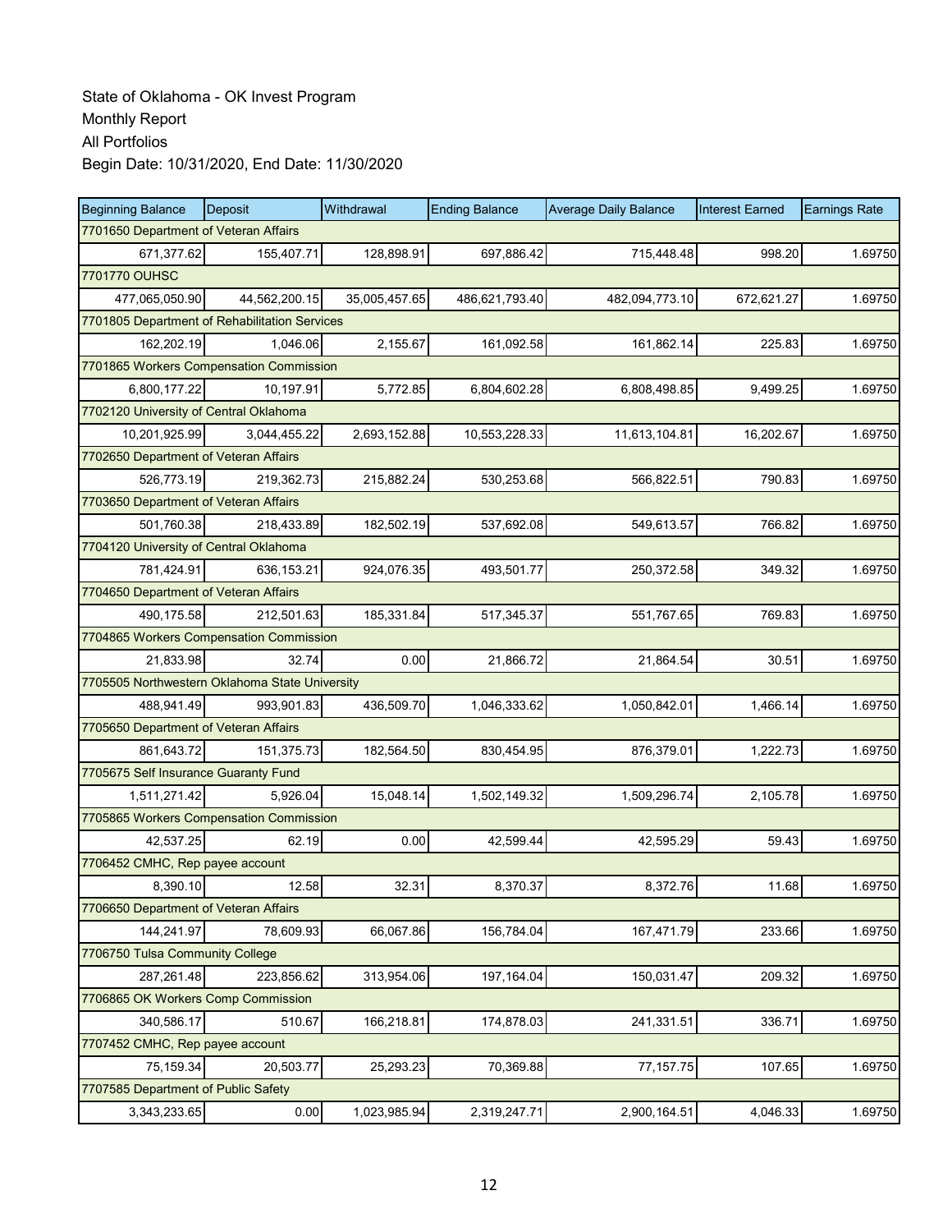State of Oklahoma - OK Invest Program
Monthly Report
All Portfolios
Begin Date: 10/31/2020, End Date: 11/30/2020

| Beginning Balance | Deposit | Withdrawal | Ending Balance | Average Daily Balance | Interest Earned | Earnings Rate |
|---|---|---|---|---|---|---|
| 7701650 Department of Veteran Affairs | | | | | | |
| 671,377.62 | 155,407.71 | 128,898.91 | 697,886.42 | 715,448.48 | 998.20 | 1.69750 |
| 7701770 OUHSC | | | | | | |
| 477,065,050.90 | 44,562,200.15 | 35,005,457.65 | 486,621,793.40 | 482,094,773.10 | 672,621.27 | 1.69750 |
| 7701805 Department of Rehabilitation Services | | | | | | |
| 162,202.19 | 1,046.06 | 2,155.67 | 161,092.58 | 161,862.14 | 225.83 | 1.69750 |
| 7701865 Workers Compensation Commission | | | | | | |
| 6,800,177.22 | 10,197.91 | 5,772.85 | 6,804,602.28 | 6,808,498.85 | 9,499.25 | 1.69750 |
| 7702120 University of Central Oklahoma | | | | | | |
| 10,201,925.99 | 3,044,455.22 | 2,693,152.88 | 10,553,228.33 | 11,613,104.81 | 16,202.67 | 1.69750 |
| 7702650 Department of Veteran Affairs | | | | | | |
| 526,773.19 | 219,362.73 | 215,882.24 | 530,253.68 | 566,822.51 | 790.83 | 1.69750 |
| 7703650 Department of Veteran Affairs | | | | | | |
| 501,760.38 | 218,433.89 | 182,502.19 | 537,692.08 | 549,613.57 | 766.82 | 1.69750 |
| 7704120 University of Central Oklahoma | | | | | | |
| 781,424.91 | 636,153.21 | 924,076.35 | 493,501.77 | 250,372.58 | 349.32 | 1.69750 |
| 7704650 Department of Veteran Affairs | | | | | | |
| 490,175.58 | 212,501.63 | 185,331.84 | 517,345.37 | 551,767.65 | 769.83 | 1.69750 |
| 7704865 Workers Compensation Commission | | | | | | |
| 21,833.98 | 32.74 | 0.00 | 21,866.72 | 21,864.54 | 30.51 | 1.69750 |
| 7705505 Northwestern Oklahoma State University | | | | | | |
| 488,941.49 | 993,901.83 | 436,509.70 | 1,046,333.62 | 1,050,842.01 | 1,466.14 | 1.69750 |
| 7705650 Department of Veteran Affairs | | | | | | |
| 861,643.72 | 151,375.73 | 182,564.50 | 830,454.95 | 876,379.01 | 1,222.73 | 1.69750 |
| 7705675 Self Insurance Guaranty Fund | | | | | | |
| 1,511,271.42 | 5,926.04 | 15,048.14 | 1,502,149.32 | 1,509,296.74 | 2,105.78 | 1.69750 |
| 7705865 Workers Compensation Commission | | | | | | |
| 42,537.25 | 62.19 | 0.00 | 42,599.44 | 42,595.29 | 59.43 | 1.69750 |
| 7706452 CMHC, Rep payee account | | | | | | |
| 8,390.10 | 12.58 | 32.31 | 8,370.37 | 8,372.76 | 11.68 | 1.69750 |
| 7706650 Department of Veteran Affairs | | | | | | |
| 144,241.97 | 78,609.93 | 66,067.86 | 156,784.04 | 167,471.79 | 233.66 | 1.69750 |
| 7706750 Tulsa Community College | | | | | | |
| 287,261.48 | 223,856.62 | 313,954.06 | 197,164.04 | 150,031.47 | 209.32 | 1.69750 |
| 7706865 OK Workers Comp Commission | | | | | | |
| 340,586.17 | 510.67 | 166,218.81 | 174,878.03 | 241,331.51 | 336.71 | 1.69750 |
| 7707452 CMHC, Rep payee account | | | | | | |
| 75,159.34 | 20,503.77 | 25,293.23 | 70,369.88 | 77,157.75 | 107.65 | 1.69750 |
| 7707585 Department of Public Safety | | | | | | |
| 3,343,233.65 | 0.00 | 1,023,985.94 | 2,319,247.71 | 2,900,164.51 | 4,046.33 | 1.69750 |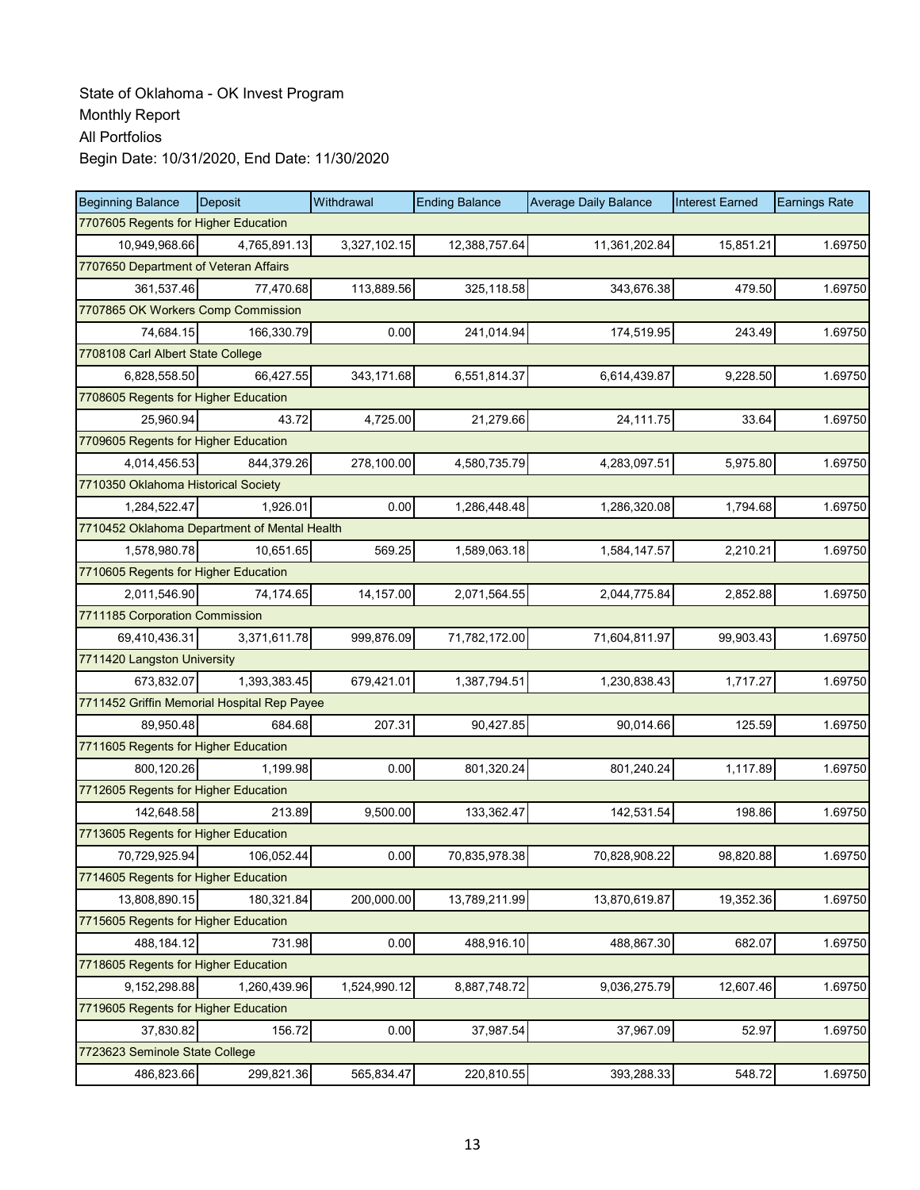State of Oklahoma - OK Invest Program
Monthly Report
All Portfolios
Begin Date: 10/31/2020, End Date: 11/30/2020

| Beginning Balance | Deposit | Withdrawal | Ending Balance | Average Daily Balance | Interest Earned | Earnings Rate |
|---|---|---|---|---|---|---|
| 7707605 Regents for Higher Education | | | | | | |
| 10,949,968.66 | 4,765,891.13 | 3,327,102.15 | 12,388,757.64 | 11,361,202.84 | 15,851.21 | 1.69750 |
| 7707650 Department of Veteran Affairs | | | | | | |
| 361,537.46 | 77,470.68 | 113,889.56 | 325,118.58 | 343,676.38 | 479.50 | 1.69750 |
| 7707865 OK Workers Comp Commission | | | | | | |
| 74,684.15 | 166,330.79 | 0.00 | 241,014.94 | 174,519.95 | 243.49 | 1.69750 |
| 7708108 Carl Albert State College | | | | | | |
| 6,828,558.50 | 66,427.55 | 343,171.68 | 6,551,814.37 | 6,614,439.87 | 9,228.50 | 1.69750 |
| 7708605 Regents for Higher Education | | | | | | |
| 25,960.94 | 43.72 | 4,725.00 | 21,279.66 | 24,111.75 | 33.64 | 1.69750 |
| 7709605 Regents for Higher Education | | | | | | |
| 4,014,456.53 | 844,379.26 | 278,100.00 | 4,580,735.79 | 4,283,097.51 | 5,975.80 | 1.69750 |
| 7710350 Oklahoma Historical Society | | | | | | |
| 1,284,522.47 | 1,926.01 | 0.00 | 1,286,448.48 | 1,286,320.08 | 1,794.68 | 1.69750 |
| 7710452 Oklahoma Department of Mental Health | | | | | | |
| 1,578,980.78 | 10,651.65 | 569.25 | 1,589,063.18 | 1,584,147.57 | 2,210.21 | 1.69750 |
| 7710605 Regents for Higher Education | | | | | | |
| 2,011,546.90 | 74,174.65 | 14,157.00 | 2,071,564.55 | 2,044,775.84 | 2,852.88 | 1.69750 |
| 7711185 Corporation Commission | | | | | | |
| 69,410,436.31 | 3,371,611.78 | 999,876.09 | 71,782,172.00 | 71,604,811.97 | 99,903.43 | 1.69750 |
| 7711420 Langston University | | | | | | |
| 673,832.07 | 1,393,383.45 | 679,421.01 | 1,387,794.51 | 1,230,838.43 | 1,717.27 | 1.69750 |
| 7711452 Griffin Memorial Hospital Rep Payee | | | | | | |
| 89,950.48 | 684.68 | 207.31 | 90,427.85 | 90,014.66 | 125.59 | 1.69750 |
| 7711605 Regents for Higher Education | | | | | | |
| 800,120.26 | 1,199.98 | 0.00 | 801,320.24 | 801,240.24 | 1,117.89 | 1.69750 |
| 7712605 Regents for Higher Education | | | | | | |
| 142,648.58 | 213.89 | 9,500.00 | 133,362.47 | 142,531.54 | 198.86 | 1.69750 |
| 7713605 Regents for Higher Education | | | | | | |
| 70,729,925.94 | 106,052.44 | 0.00 | 70,835,978.38 | 70,828,908.22 | 98,820.88 | 1.69750 |
| 7714605 Regents for Higher Education | | | | | | |
| 13,808,890.15 | 180,321.84 | 200,000.00 | 13,789,211.99 | 13,870,619.87 | 19,352.36 | 1.69750 |
| 7715605 Regents for Higher Education | | | | | | |
| 488,184.12 | 731.98 | 0.00 | 488,916.10 | 488,867.30 | 682.07 | 1.69750 |
| 7718605 Regents for Higher Education | | | | | | |
| 9,152,298.88 | 1,260,439.96 | 1,524,990.12 | 8,887,748.72 | 9,036,275.79 | 12,607.46 | 1.69750 |
| 7719605 Regents for Higher Education | | | | | | |
| 37,830.82 | 156.72 | 0.00 | 37,987.54 | 37,967.09 | 52.97 | 1.69750 |
| 7723623 Seminole State College | | | | | | |
| 486,823.66 | 299,821.36 | 565,834.47 | 220,810.55 | 393,288.33 | 548.72 | 1.69750 |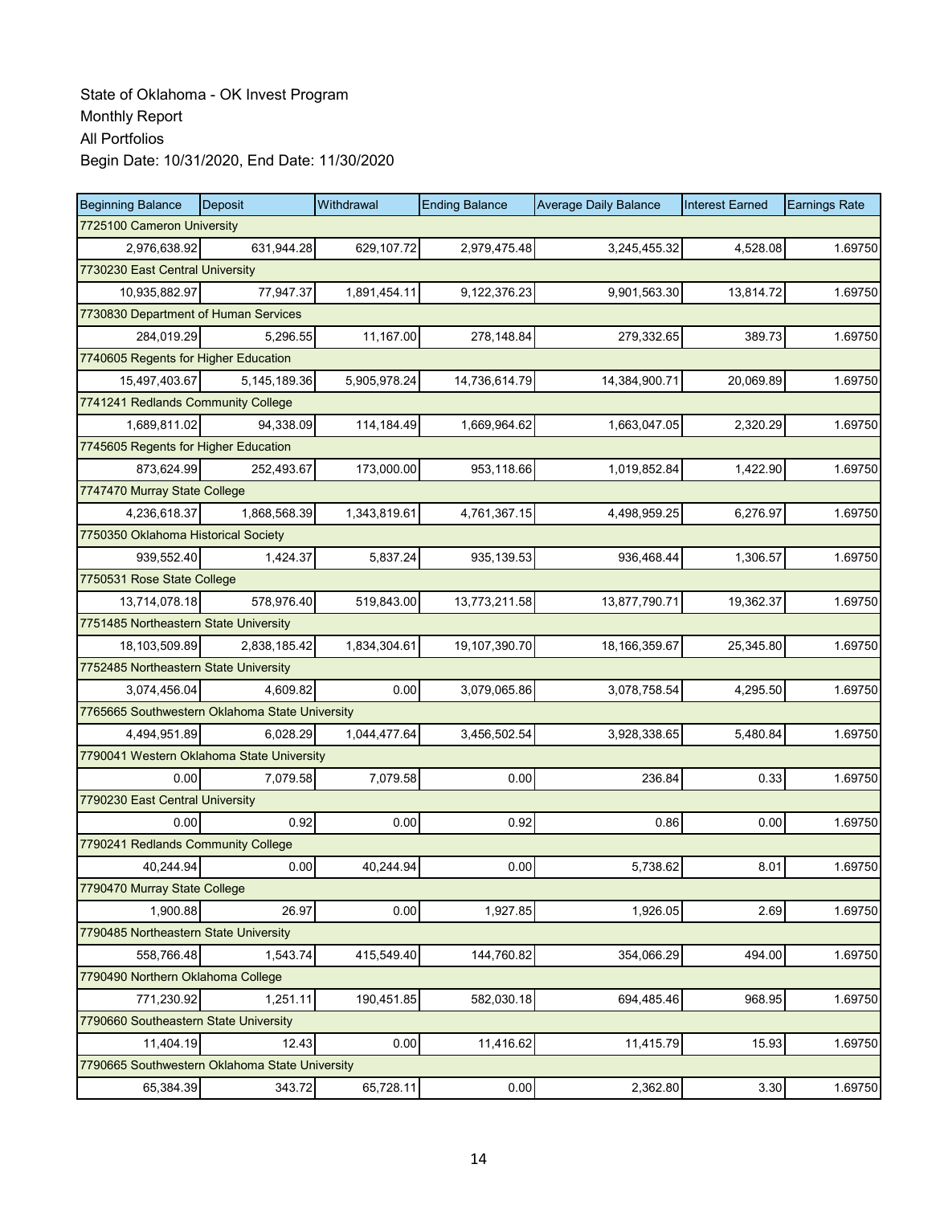State of Oklahoma - OK Invest Program
Monthly Report
All Portfolios
Begin Date: 10/31/2020, End Date: 11/30/2020

| Beginning Balance | Deposit | Withdrawal | Ending Balance | Average Daily Balance | Interest Earned | Earnings Rate |
|---|---|---|---|---|---|---|
| 7725100 Cameron University | | | | | | |
| 2,976,638.92 | 631,944.28 | 629,107.72 | 2,979,475.48 | 3,245,455.32 | 4,528.08 | 1.69750 |
| 7730230 East Central University | | | | | | |
| 10,935,882.97 | 77,947.37 | 1,891,454.11 | 9,122,376.23 | 9,901,563.30 | 13,814.72 | 1.69750 |
| 7730830 Department of Human Services | | | | | | |
| 284,019.29 | 5,296.55 | 11,167.00 | 278,148.84 | 279,332.65 | 389.73 | 1.69750 |
| 7740605 Regents for Higher Education | | | | | | |
| 15,497,403.67 | 5,145,189.36 | 5,905,978.24 | 14,736,614.79 | 14,384,900.71 | 20,069.89 | 1.69750 |
| 7741241 Redlands Community College | | | | | | |
| 1,689,811.02 | 94,338.09 | 114,184.49 | 1,669,964.62 | 1,663,047.05 | 2,320.29 | 1.69750 |
| 7745605 Regents for Higher Education | | | | | | |
| 873,624.99 | 252,493.67 | 173,000.00 | 953,118.66 | 1,019,852.84 | 1,422.90 | 1.69750 |
| 7747470 Murray State College | | | | | | |
| 4,236,618.37 | 1,868,568.39 | 1,343,819.61 | 4,761,367.15 | 4,498,959.25 | 6,276.97 | 1.69750 |
| 7750350 Oklahoma Historical Society | | | | | | |
| 939,552.40 | 1,424.37 | 5,837.24 | 935,139.53 | 936,468.44 | 1,306.57 | 1.69750 |
| 7750531 Rose State College | | | | | | |
| 13,714,078.18 | 578,976.40 | 519,843.00 | 13,773,211.58 | 13,877,790.71 | 19,362.37 | 1.69750 |
| 7751485 Northeastern State University | | | | | | |
| 18,103,509.89 | 2,838,185.42 | 1,834,304.61 | 19,107,390.70 | 18,166,359.67 | 25,345.80 | 1.69750 |
| 7752485 Northeastern State University | | | | | | |
| 3,074,456.04 | 4,609.82 | 0.00 | 3,079,065.86 | 3,078,758.54 | 4,295.50 | 1.69750 |
| 7765665 Southwestern Oklahoma State University | | | | | | |
| 4,494,951.89 | 6,028.29 | 1,044,477.64 | 3,456,502.54 | 3,928,338.65 | 5,480.84 | 1.69750 |
| 7790041 Western Oklahoma State University | | | | | | |
| 0.00 | 7,079.58 | 7,079.58 | 0.00 | 236.84 | 0.33 | 1.69750 |
| 7790230 East Central University | | | | | | |
| 0.00 | 0.92 | 0.00 | 0.92 | 0.86 | 0.00 | 1.69750 |
| 7790241 Redlands Community College | | | | | | |
| 40,244.94 | 0.00 | 40,244.94 | 0.00 | 5,738.62 | 8.01 | 1.69750 |
| 7790470 Murray State College | | | | | | |
| 1,900.88 | 26.97 | 0.00 | 1,927.85 | 1,926.05 | 2.69 | 1.69750 |
| 7790485 Northeastern State University | | | | | | |
| 558,766.48 | 1,543.74 | 415,549.40 | 144,760.82 | 354,066.29 | 494.00 | 1.69750 |
| 7790490 Northern Oklahoma College | | | | | | |
| 771,230.92 | 1,251.11 | 190,451.85 | 582,030.18 | 694,485.46 | 968.95 | 1.69750 |
| 7790660 Southeastern State University | | | | | | |
| 11,404.19 | 12.43 | 0.00 | 11,416.62 | 11,415.79 | 15.93 | 1.69750 |
| 7790665 Southwestern Oklahoma State University | | | | | | |
| 65,384.39 | 343.72 | 65,728.11 | 0.00 | 2,362.80 | 3.30 | 1.69750 |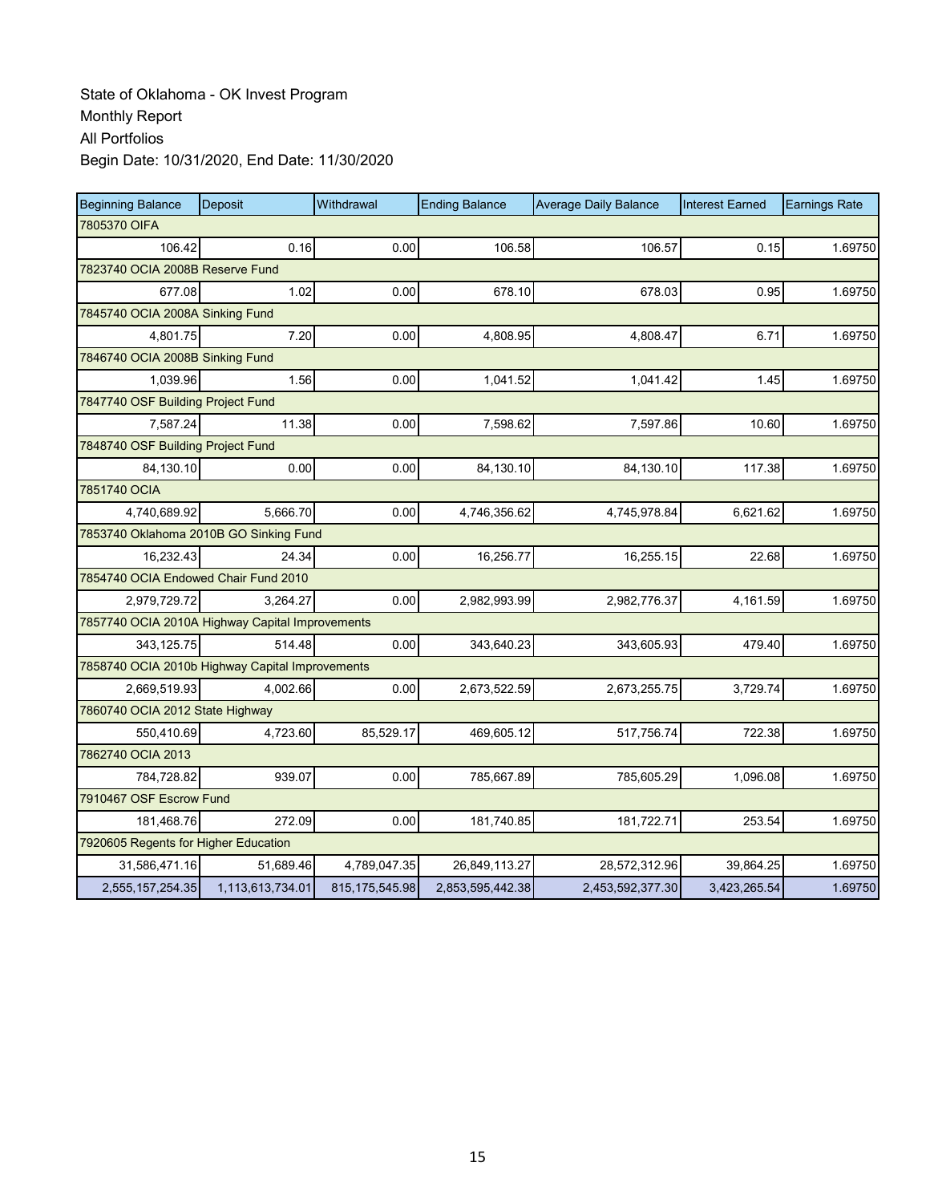State of Oklahoma - OK Invest Program
Monthly Report
All Portfolios
Begin Date: 10/31/2020, End Date: 11/30/2020

| Beginning Balance | Deposit | Withdrawal | Ending Balance | Average Daily Balance | Interest Earned | Earnings Rate |
|---|---|---|---|---|---|---|
| 7805370 OIFA | | | | | | |
| 106.42 | 0.16 | 0.00 | 106.58 | 106.57 | 0.15 | 1.69750 |
| 7823740 OCIA 2008B Reserve Fund | | | | | | |
| 677.08 | 1.02 | 0.00 | 678.10 | 678.03 | 0.95 | 1.69750 |
| 7845740 OCIA 2008A Sinking Fund | | | | | | |
| 4,801.75 | 7.20 | 0.00 | 4,808.95 | 4,808.47 | 6.71 | 1.69750 |
| 7846740 OCIA 2008B Sinking Fund | | | | | | |
| 1,039.96 | 1.56 | 0.00 | 1,041.52 | 1,041.42 | 1.45 | 1.69750 |
| 7847740 OSF Building Project Fund | | | | | | |
| 7,587.24 | 11.38 | 0.00 | 7,598.62 | 7,597.86 | 10.60 | 1.69750 |
| 7848740 OSF Building Project Fund | | | | | | |
| 84,130.10 | 0.00 | 0.00 | 84,130.10 | 84,130.10 | 117.38 | 1.69750 |
| 7851740 OCIA | | | | | | |
| 4,740,689.92 | 5,666.70 | 0.00 | 4,746,356.62 | 4,745,978.84 | 6,621.62 | 1.69750 |
| 7853740 Oklahoma 2010B GO Sinking Fund | | | | | | |
| 16,232.43 | 24.34 | 0.00 | 16,256.77 | 16,255.15 | 22.68 | 1.69750 |
| 7854740 OCIA Endowed Chair Fund 2010 | | | | | | |
| 2,979,729.72 | 3,264.27 | 0.00 | 2,982,993.99 | 2,982,776.37 | 4,161.59 | 1.69750 |
| 7857740 OCIA 2010A Highway Capital Improvements | | | | | | |
| 343,125.75 | 514.48 | 0.00 | 343,640.23 | 343,605.93 | 479.40 | 1.69750 |
| 7858740 OCIA 2010b Highway Capital Improvements | | | | | | |
| 2,669,519.93 | 4,002.66 | 0.00 | 2,673,522.59 | 2,673,255.75 | 3,729.74 | 1.69750 |
| 7860740 OCIA 2012 State Highway | | | | | | |
| 550,410.69 | 4,723.60 | 85,529.17 | 469,605.12 | 517,756.74 | 722.38 | 1.69750 |
| 7862740 OCIA 2013 | | | | | | |
| 784,728.82 | 939.07 | 0.00 | 785,667.89 | 785,605.29 | 1,096.08 | 1.69750 |
| 7910467 OSF Escrow Fund | | | | | | |
| 181,468.76 | 272.09 | 0.00 | 181,740.85 | 181,722.71 | 253.54 | 1.69750 |
| 7920605 Regents for Higher Education | | | | | | |
| 31,586,471.16 | 51,689.46 | 4,789,047.35 | 26,849,113.27 | 28,572,312.96 | 39,864.25 | 1.69750 |
| 2,555,157,254.35 | 1,113,613,734.01 | 815,175,545.98 | 2,853,595,442.38 | 2,453,592,377.30 | 3,423,265.54 | 1.69750 |